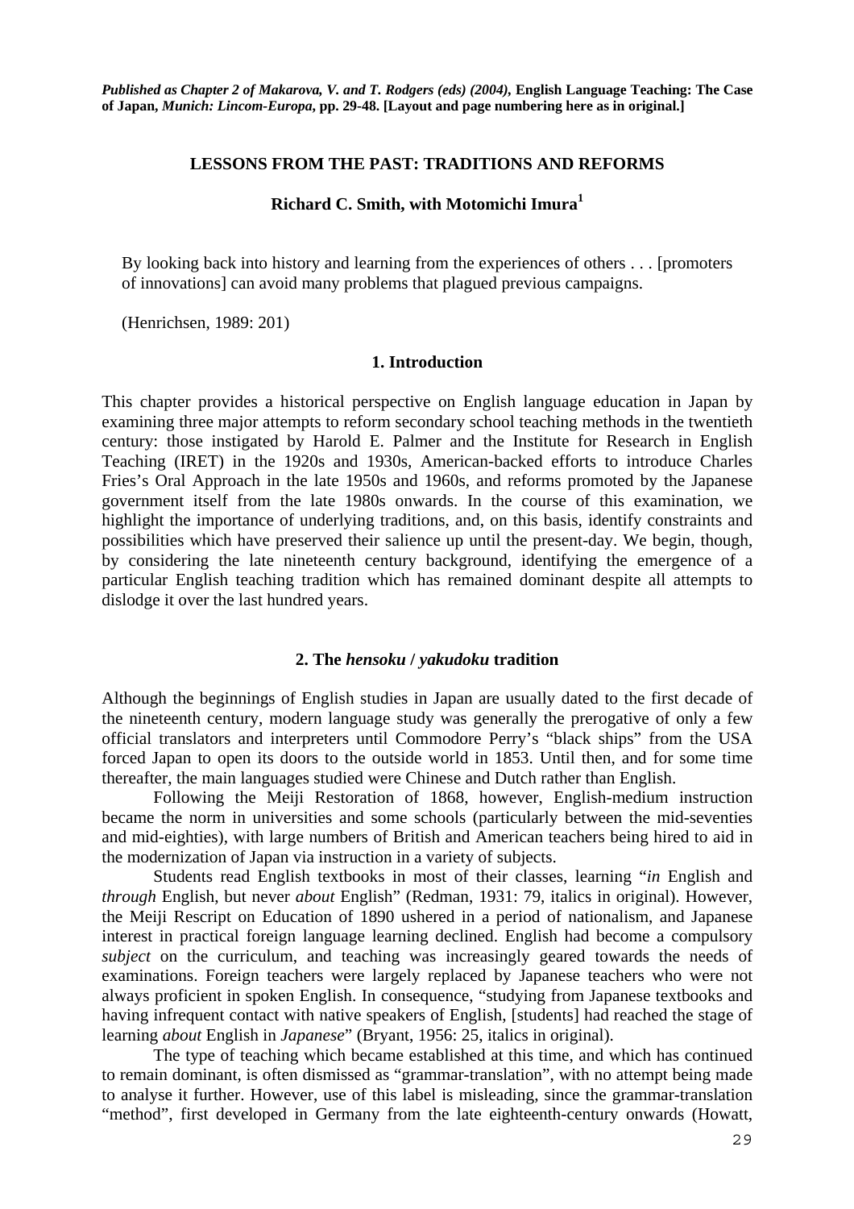*Published as Chapter 2 of Makarova, V. and T. Rodgers (eds) (2004),* **English Language Teaching: The Case of Japan,** *Munich: Lincom-Europa,* **pp. 29-48. [Layout and page numbering here as in original.]**

# LESSONS FROM THE PAST: TRADITIONS AND REFORMS

**Richard C. Smith, with Motomichi Imura[1]**

> By looking back into history and learning from the experiences of others . . . [promoters of innovations] can avoid many problems that plagued previous campaigns.
>
> (Henrichsen, 1989: 201)

## 1. Introduction

This chapter provides a historical perspective on English language education in Japan by examining three major attempts to reform secondary school teaching methods in the twentieth century: those instigated by Harold E. Palmer and the Institute for Research in English Teaching (IRET) in the 1920s and 1930s, American-backed efforts to introduce Charles Fries's Oral Approach in the late 1950s and 1960s, and reforms promoted by the Japanese government itself from the late 1980s onwards. In the course of this examination, we highlight the importance of underlying traditions, and, on this basis, identify constraints and possibilities which have preserved their salience up until the present-day. We begin, though, by considering the late nineteenth century background, identifying the emergence of a particular English teaching tradition which has remained dominant despite all attempts to dislodge it over the last hundred years.

## 2. The *hensoku* / *yakudoku* tradition

Although the beginnings of English studies in Japan are usually dated to the first decade of the nineteenth century, modern language study was generally the prerogative of only a few official translators and interpreters until Commodore Perry's "black ships" from the USA forced Japan to open its doors to the outside world in 1853. Until then, and for some time thereafter, the main languages studied were Chinese and Dutch rather than English.

Following the Meiji Restoration of 1868, however, English-medium instruction became the norm in universities and some schools (particularly between the mid-seventies and mid-eighties), with large numbers of British and American teachers being hired to aid in the modernization of Japan via instruction in a variety of subjects.

Students read English textbooks in most of their classes, learning "*in* English and *through* English, but never *about* English" (Redman, 1931: 79, italics in original). However, the Meiji Rescript on Education of 1890 ushered in a period of nationalism, and Japanese interest in practical foreign language learning declined. English had become a compulsory *subject* on the curriculum, and teaching was increasingly geared towards the needs of examinations. Foreign teachers were largely replaced by Japanese teachers who were not always proficient in spoken English. In consequence, "studying from Japanese textbooks and having infrequent contact with native speakers of English, [students] had reached the stage of learning *about* English in *Japanese*" (Bryant, 1956: 25, italics in original).

The type of teaching which became established at this time, and which has continued to remain dominant, is often dismissed as "grammar-translation", with no attempt being made to analyse it further. However, use of this label is misleading, since the grammar-translation "method", first developed in Germany from the late eighteenth-century onwards (Howatt,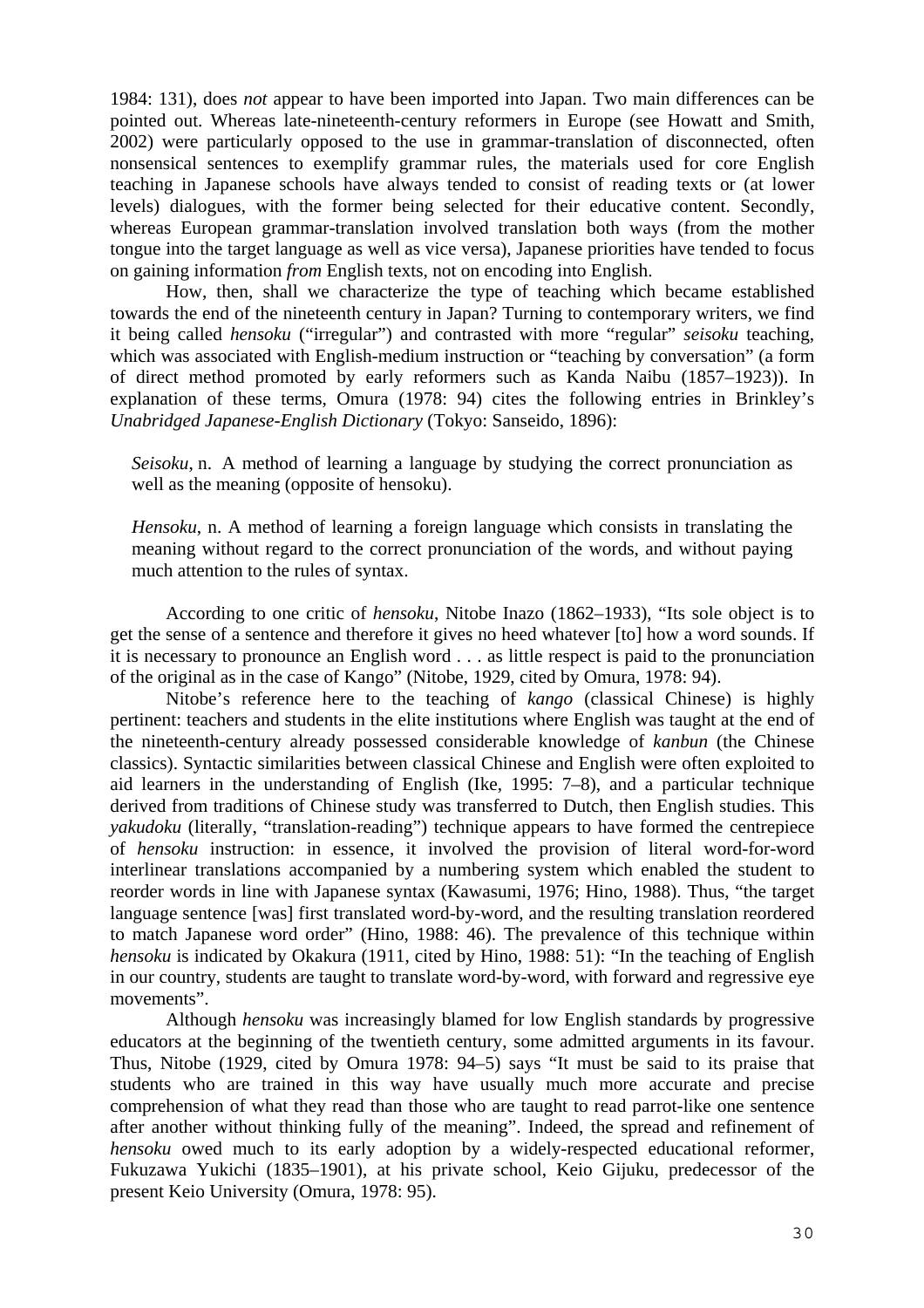1984: 131), does *not* appear to have been imported into Japan. Two main differences can be pointed out. Whereas late-nineteenth-century reformers in Europe (see Howatt and Smith, 2002) were particularly opposed to the use in grammar-translation of disconnected, often nonsensical sentences to exemplify grammar rules, the materials used for core English teaching in Japanese schools have always tended to consist of reading texts or (at lower levels) dialogues, with the former being selected for their educative content. Secondly, whereas European grammar-translation involved translation both ways (from the mother tongue into the target language as well as vice versa), Japanese priorities have tended to focus on gaining information *from* English texts, not on encoding into English.

How, then, shall we characterize the type of teaching which became established towards the end of the nineteenth century in Japan? Turning to contemporary writers, we find it being called *hensoku* ("irregular") and contrasted with more "regular" *seisoku* teaching, which was associated with English-medium instruction or "teaching by conversation" (a form of direct method promoted by early reformers such as Kanda Naibu (1857–1923)). In explanation of these terms, Omura (1978: 94) cites the following entries in Brinkley's *Unabridged Japanese-English Dictionary* (Tokyo: Sanseido, 1896):

> *Seisoku*, n. A method of learning a language by studying the correct pronunciation as well as the meaning (opposite of hensoku).
>
> *Hensoku*, n. A method of learning a foreign language which consists in translating the meaning without regard to the correct pronunciation of the words, and without paying much attention to the rules of syntax.

According to one critic of *hensoku*, Nitobe Inazo (1862–1933), "Its sole object is to get the sense of a sentence and therefore it gives no heed whatever [to] how a word sounds. If it is necessary to pronounce an English word . . . as little respect is paid to the pronunciation of the original as in the case of Kango" (Nitobe, 1929, cited by Omura, 1978: 94).

Nitobe's reference here to the teaching of *kango* (classical Chinese) is highly pertinent: teachers and students in the elite institutions where English was taught at the end of the nineteenth-century already possessed considerable knowledge of *kanbun* (the Chinese classics). Syntactic similarities between classical Chinese and English were often exploited to aid learners in the understanding of English (Ike, 1995: 7–8), and a particular technique derived from traditions of Chinese study was transferred to Dutch, then English studies. This *yakudoku* (literally, "translation-reading") technique appears to have formed the centrepiece of *hensoku* instruction: in essence, it involved the provision of literal word-for-word interlinear translations accompanied by a numbering system which enabled the student to reorder words in line with Japanese syntax (Kawasumi, 1976; Hino, 1988). Thus, "the target language sentence [was] first translated word-by-word, and the resulting translation reordered to match Japanese word order" (Hino, 1988: 46). The prevalence of this technique within *hensoku* is indicated by Okakura (1911, cited by Hino, 1988: 51): "In the teaching of English in our country, students are taught to translate word-by-word, with forward and regressive eye movements".

Although *hensoku* was increasingly blamed for low English standards by progressive educators at the beginning of the twentieth century, some admitted arguments in its favour. Thus, Nitobe (1929, cited by Omura 1978: 94–5) says "It must be said to its praise that students who are trained in this way have usually much more accurate and precise comprehension of what they read than those who are taught to read parrot-like one sentence after another without thinking fully of the meaning". Indeed, the spread and refinement of *hensoku* owed much to its early adoption by a widely-respected educational reformer, Fukuzawa Yukichi (1835–1901), at his private school, Keio Gijuku, predecessor of the present Keio University (Omura, 1978: 95).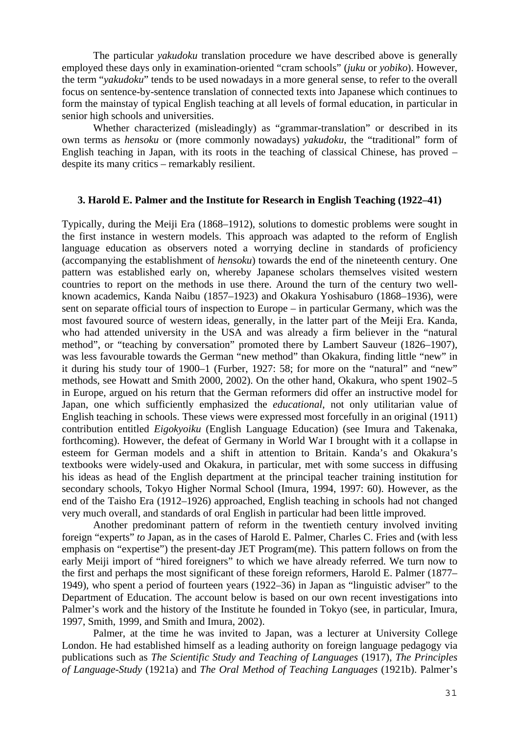The particular *yakudoku* translation procedure we have described above is generally employed these days only in examination-oriented "cram schools" (*juku* or *yobiko*). However, the term "*yakudoku*" tends to be used nowadays in a more general sense, to refer to the overall focus on sentence-by-sentence translation of connected texts into Japanese which continues to form the mainstay of typical English teaching at all levels of formal education, in particular in senior high schools and universities.

Whether characterized (misleadingly) as "grammar-translation" or described in its own terms as *hensoku* or (more commonly nowadays) *yakudoku*, the "traditional" form of English teaching in Japan, with its roots in the teaching of classical Chinese, has proved – despite its many critics – remarkably resilient.

### 3. Harold E. Palmer and the Institute for Research in English Teaching (1922–41)

Typically, during the Meiji Era (1868–1912), solutions to domestic problems were sought in the first instance in western models. This approach was adapted to the reform of English language education as observers noted a worrying decline in standards of proficiency (accompanying the establishment of *hensoku*) towards the end of the nineteenth century. One pattern was established early on, whereby Japanese scholars themselves visited western countries to report on the methods in use there. Around the turn of the century two well-known academics, Kanda Naibu (1857–1923) and Okakura Yoshisaburo (1868–1936), were sent on separate official tours of inspection to Europe – in particular Germany, which was the most favoured source of western ideas, generally, in the latter part of the Meiji Era. Kanda, who had attended university in the USA and was already a firm believer in the "natural method", or "teaching by conversation" promoted there by Lambert Sauveur (1826–1907), was less favourable towards the German "new method" than Okakura, finding little "new" in it during his study tour of 1900–1 (Furber, 1927: 58; for more on the "natural" and "new" methods, see Howatt and Smith 2000, 2002). On the other hand, Okakura, who spent 1902–5 in Europe, argued on his return that the German reformers did offer an instructive model for Japan, one which sufficiently emphasized the *educational*, not only utilitarian value of English teaching in schools. These views were expressed most forcefully in an original (1911) contribution entitled *Eigokyoiku* (English Language Education) (see Imura and Takenaka, forthcoming). However, the defeat of Germany in World War I brought with it a collapse in esteem for German models and a shift in attention to Britain. Kanda's and Okakura's textbooks were widely-used and Okakura, in particular, met with some success in diffusing his ideas as head of the English department at the principal teacher training institution for secondary schools, Tokyo Higher Normal School (Imura, 1994, 1997: 60). However, as the end of the Taisho Era (1912–1926) approached, English teaching in schools had not changed very much overall, and standards of oral English in particular had been little improved.

Another predominant pattern of reform in the twentieth century involved inviting foreign "experts" *to* Japan, as in the cases of Harold E. Palmer, Charles C. Fries and (with less emphasis on "expertise") the present-day JET Program(me). This pattern follows on from the early Meiji import of "hired foreigners" to which we have already referred. We turn now to the first and perhaps the most significant of these foreign reformers, Harold E. Palmer (1877–1949), who spent a period of fourteen years (1922–36) in Japan as "linguistic adviser" to the Department of Education. The account below is based on our own recent investigations into Palmer's work and the history of the Institute he founded in Tokyo (see, in particular, Imura, 1997, Smith, 1999, and Smith and Imura, 2002).

Palmer, at the time he was invited to Japan, was a lecturer at University College London. He had established himself as a leading authority on foreign language pedagogy via publications such as *The Scientific Study and Teaching of Languages* (1917), *The Principles of Language-Study* (1921a) and *The Oral Method of Teaching Languages* (1921b). Palmer's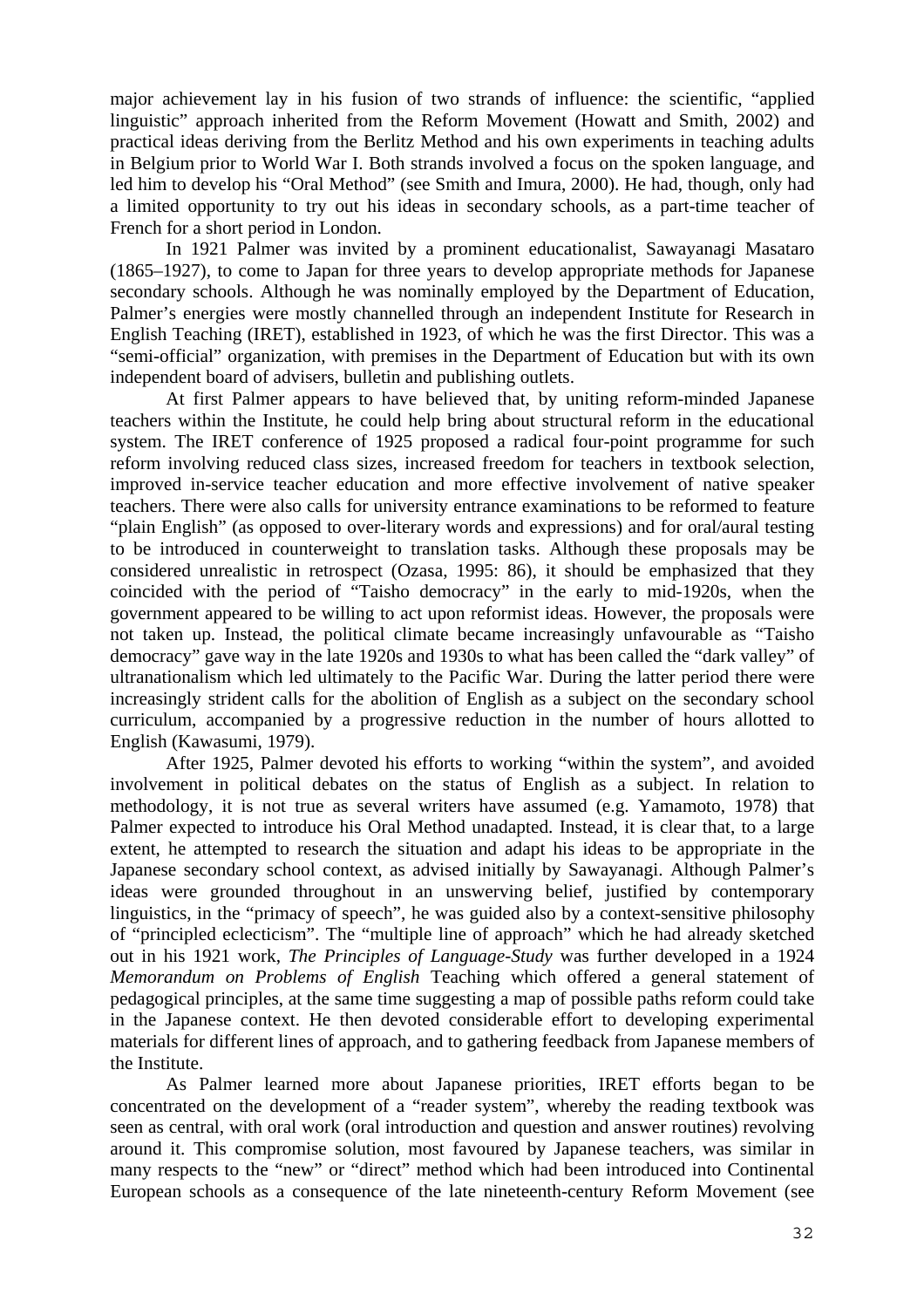major achievement lay in his fusion of two strands of influence: the scientific, "applied linguistic" approach inherited from the Reform Movement (Howatt and Smith, 2002) and practical ideas deriving from the Berlitz Method and his own experiments in teaching adults in Belgium prior to World War I. Both strands involved a focus on the spoken language, and led him to develop his "Oral Method" (see Smith and Imura, 2000). He had, though, only had a limited opportunity to try out his ideas in secondary schools, as a part-time teacher of French for a short period in London.

In 1921 Palmer was invited by a prominent educationalist, Sawayanagi Masataro (1865–1927), to come to Japan for three years to develop appropriate methods for Japanese secondary schools. Although he was nominally employed by the Department of Education, Palmer's energies were mostly channelled through an independent Institute for Research in English Teaching (IRET), established in 1923, of which he was the first Director. This was a "semi-official" organization, with premises in the Department of Education but with its own independent board of advisers, bulletin and publishing outlets.

At first Palmer appears to have believed that, by uniting reform-minded Japanese teachers within the Institute, he could help bring about structural reform in the educational system. The IRET conference of 1925 proposed a radical four-point programme for such reform involving reduced class sizes, increased freedom for teachers in textbook selection, improved in-service teacher education and more effective involvement of native speaker teachers. There were also calls for university entrance examinations to be reformed to feature "plain English" (as opposed to over-literary words and expressions) and for oral/aural testing to be introduced in counterweight to translation tasks. Although these proposals may be considered unrealistic in retrospect (Ozasa, 1995: 86), it should be emphasized that they coincided with the period of "Taisho democracy" in the early to mid-1920s, when the government appeared to be willing to act upon reformist ideas. However, the proposals were not taken up. Instead, the political climate became increasingly unfavourable as "Taisho democracy" gave way in the late 1920s and 1930s to what has been called the "dark valley" of ultranationalism which led ultimately to the Pacific War. During the latter period there were increasingly strident calls for the abolition of English as a subject on the secondary school curriculum, accompanied by a progressive reduction in the number of hours allotted to English (Kawasumi, 1979).

After 1925, Palmer devoted his efforts to working "within the system", and avoided involvement in political debates on the status of English as a subject. In relation to methodology, it is not true as several writers have assumed (e.g. Yamamoto, 1978) that Palmer expected to introduce his Oral Method unadapted. Instead, it is clear that, to a large extent, he attempted to research the situation and adapt his ideas to be appropriate in the Japanese secondary school context, as advised initially by Sawayanagi. Although Palmer's ideas were grounded throughout in an unswerving belief, justified by contemporary linguistics, in the "primacy of speech", he was guided also by a context-sensitive philosophy of "principled eclecticism". The "multiple line of approach" which he had already sketched out in his 1921 work, *The Principles of Language-Study* was further developed in a 1924 *Memorandum on Problems of English* Teaching which offered a general statement of pedagogical principles, at the same time suggesting a map of possible paths reform could take in the Japanese context. He then devoted considerable effort to developing experimental materials for different lines of approach, and to gathering feedback from Japanese members of the Institute.

As Palmer learned more about Japanese priorities, IRET efforts began to be concentrated on the development of a "reader system", whereby the reading textbook was seen as central, with oral work (oral introduction and question and answer routines) revolving around it. This compromise solution, most favoured by Japanese teachers, was similar in many respects to the "new" or "direct" method which had been introduced into Continental European schools as a consequence of the late nineteenth-century Reform Movement (see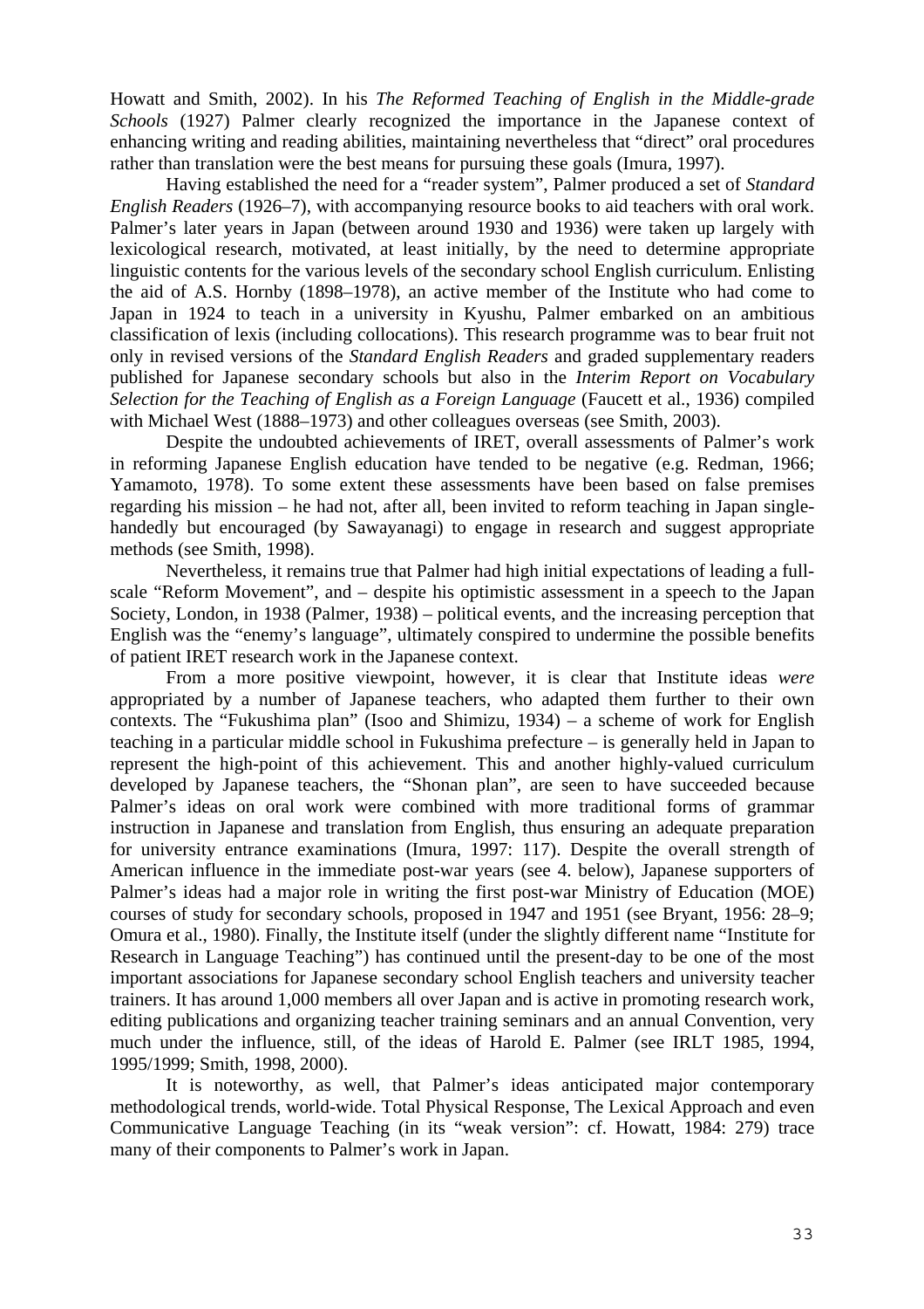Howatt and Smith, 2002). In his *The Reformed Teaching of English in the Middle-grade Schools* (1927) Palmer clearly recognized the importance in the Japanese context of enhancing writing and reading abilities, maintaining nevertheless that "direct" oral procedures rather than translation were the best means for pursuing these goals (Imura, 1997).

Having established the need for a "reader system", Palmer produced a set of *Standard English Readers* (1926–7), with accompanying resource books to aid teachers with oral work. Palmer's later years in Japan (between around 1930 and 1936) were taken up largely with lexicological research, motivated, at least initially, by the need to determine appropriate linguistic contents for the various levels of the secondary school English curriculum. Enlisting the aid of A.S. Hornby (1898–1978), an active member of the Institute who had come to Japan in 1924 to teach in a university in Kyushu, Palmer embarked on an ambitious classification of lexis (including collocations). This research programme was to bear fruit not only in revised versions of the *Standard English Readers* and graded supplementary readers published for Japanese secondary schools but also in the *Interim Report on Vocabulary Selection for the Teaching of English as a Foreign Language* (Faucett et al., 1936) compiled with Michael West (1888–1973) and other colleagues overseas (see Smith, 2003).

Despite the undoubted achievements of IRET, overall assessments of Palmer's work in reforming Japanese English education have tended to be negative (e.g. Redman, 1966; Yamamoto, 1978). To some extent these assessments have been based on false premises regarding his mission – he had not, after all, been invited to reform teaching in Japan single-handedly but encouraged (by Sawayanagi) to engage in research and suggest appropriate methods (see Smith, 1998).

Nevertheless, it remains true that Palmer had high initial expectations of leading a full-scale "Reform Movement", and – despite his optimistic assessment in a speech to the Japan Society, London, in 1938 (Palmer, 1938) – political events, and the increasing perception that English was the "enemy's language", ultimately conspired to undermine the possible benefits of patient IRET research work in the Japanese context.

From a more positive viewpoint, however, it is clear that Institute ideas *were* appropriated by a number of Japanese teachers, who adapted them further to their own contexts. The "Fukushima plan" (Isoo and Shimizu, 1934) – a scheme of work for English teaching in a particular middle school in Fukushima prefecture – is generally held in Japan to represent the high-point of this achievement. This and another highly-valued curriculum developed by Japanese teachers, the "Shonan plan", are seen to have succeeded because Palmer's ideas on oral work were combined with more traditional forms of grammar instruction in Japanese and translation from English, thus ensuring an adequate preparation for university entrance examinations (Imura, 1997: 117). Despite the overall strength of American influence in the immediate post-war years (see 4. below), Japanese supporters of Palmer's ideas had a major role in writing the first post-war Ministry of Education (MOE) courses of study for secondary schools, proposed in 1947 and 1951 (see Bryant, 1956: 28–9; Omura et al., 1980). Finally, the Institute itself (under the slightly different name "Institute for Research in Language Teaching") has continued until the present-day to be one of the most important associations for Japanese secondary school English teachers and university teacher trainers. It has around 1,000 members all over Japan and is active in promoting research work, editing publications and organizing teacher training seminars and an annual Convention, very much under the influence, still, of the ideas of Harold E. Palmer (see IRLT 1985, 1994, 1995/1999; Smith, 1998, 2000).

It is noteworthy, as well, that Palmer's ideas anticipated major contemporary methodological trends, world-wide. Total Physical Response, The Lexical Approach and even Communicative Language Teaching (in its "weak version": cf. Howatt, 1984: 279) trace many of their components to Palmer's work in Japan.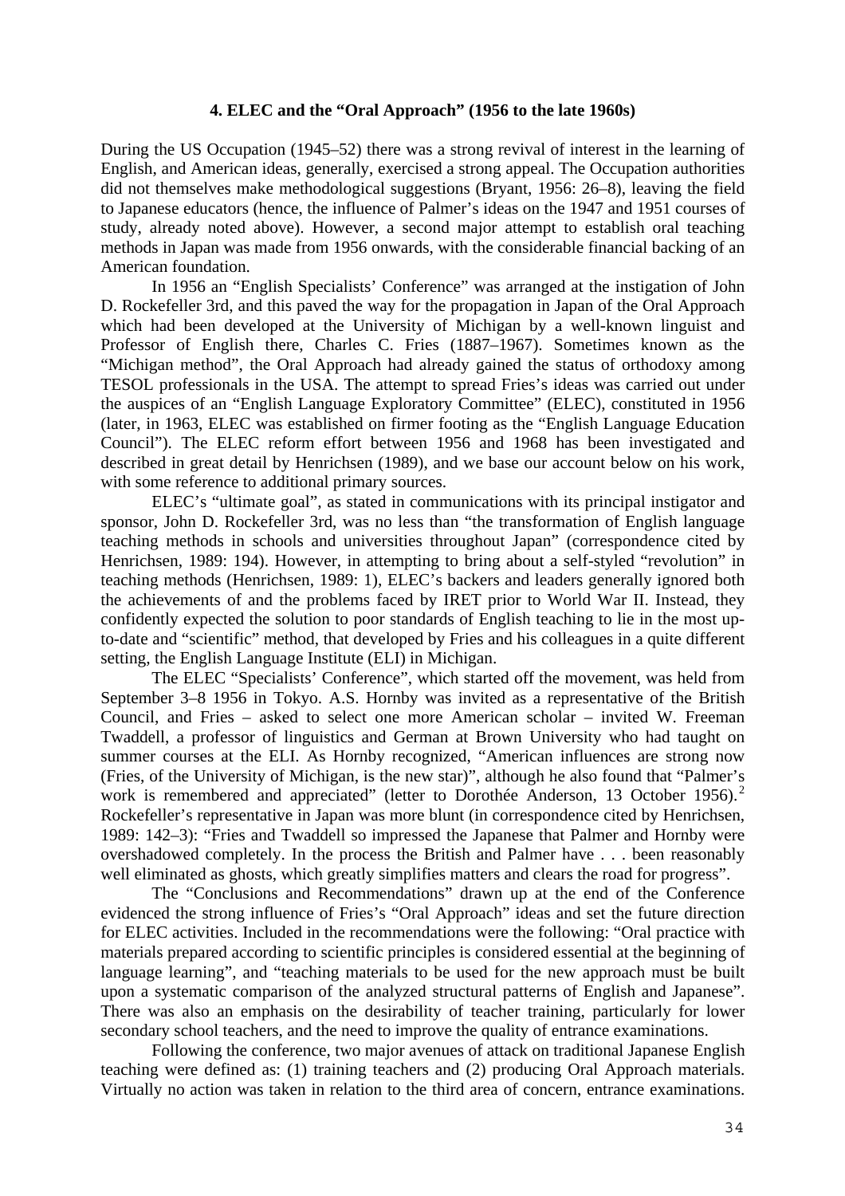## 4. ELEC and the "Oral Approach" (1956 to the late 1960s)

During the US Occupation (1945–52) there was a strong revival of interest in the learning of English, and American ideas, generally, exercised a strong appeal. The Occupation authorities did not themselves make methodological suggestions (Bryant, 1956: 26–8), leaving the field to Japanese educators (hence, the influence of Palmer's ideas on the 1947 and 1951 courses of study, already noted above). However, a second major attempt to establish oral teaching methods in Japan was made from 1956 onwards, with the considerable financial backing of an American foundation.

In 1956 an "English Specialists' Conference" was arranged at the instigation of John D. Rockefeller 3rd, and this paved the way for the propagation in Japan of the Oral Approach which had been developed at the University of Michigan by a well-known linguist and Professor of English there, Charles C. Fries (1887–1967). Sometimes known as the "Michigan method", the Oral Approach had already gained the status of orthodoxy among TESOL professionals in the USA. The attempt to spread Fries's ideas was carried out under the auspices of an "English Language Exploratory Committee" (ELEC), constituted in 1956 (later, in 1963, ELEC was established on firmer footing as the "English Language Education Council"). The ELEC reform effort between 1956 and 1968 has been investigated and described in great detail by Henrichsen (1989), and we base our account below on his work, with some reference to additional primary sources.

ELEC's "ultimate goal", as stated in communications with its principal instigator and sponsor, John D. Rockefeller 3rd, was no less than "the transformation of English language teaching methods in schools and universities throughout Japan" (correspondence cited by Henrichsen, 1989: 194). However, in attempting to bring about a self-styled "revolution" in teaching methods (Henrichsen, 1989: 1), ELEC's backers and leaders generally ignored both the achievements of and the problems faced by IRET prior to World War II. Instead, they confidently expected the solution to poor standards of English teaching to lie in the most up-to-date and "scientific" method, that developed by Fries and his colleagues in a quite different setting, the English Language Institute (ELI) in Michigan.

The ELEC "Specialists' Conference", which started off the movement, was held from September 3–8 1956 in Tokyo. A.S. Hornby was invited as a representative of the British Council, and Fries – asked to select one more American scholar – invited W. Freeman Twaddell, a professor of linguistics and German at Brown University who had taught on summer courses at the ELI. As Hornby recognized, "American influences are strong now (Fries, of the University of Michigan, is the new star)", although he also found that "Palmer's work is remembered and appreciated" (letter to Dorothée Anderson, 13 October 1956).[2] Rockefeller's representative in Japan was more blunt (in correspondence cited by Henrichsen, 1989: 142–3): "Fries and Twaddell so impressed the Japanese that Palmer and Hornby were overshadowed completely. In the process the British and Palmer have . . . been reasonably well eliminated as ghosts, which greatly simplifies matters and clears the road for progress".

The "Conclusions and Recommendations" drawn up at the end of the Conference evidenced the strong influence of Fries's "Oral Approach" ideas and set the future direction for ELEC activities. Included in the recommendations were the following: "Oral practice with materials prepared according to scientific principles is considered essential at the beginning of language learning", and "teaching materials to be used for the new approach must be built upon a systematic comparison of the analyzed structural patterns of English and Japanese". There was also an emphasis on the desirability of teacher training, particularly for lower secondary school teachers, and the need to improve the quality of entrance examinations.

Following the conference, two major avenues of attack on traditional Japanese English teaching were defined as: (1) training teachers and (2) producing Oral Approach materials. Virtually no action was taken in relation to the third area of concern, entrance examinations.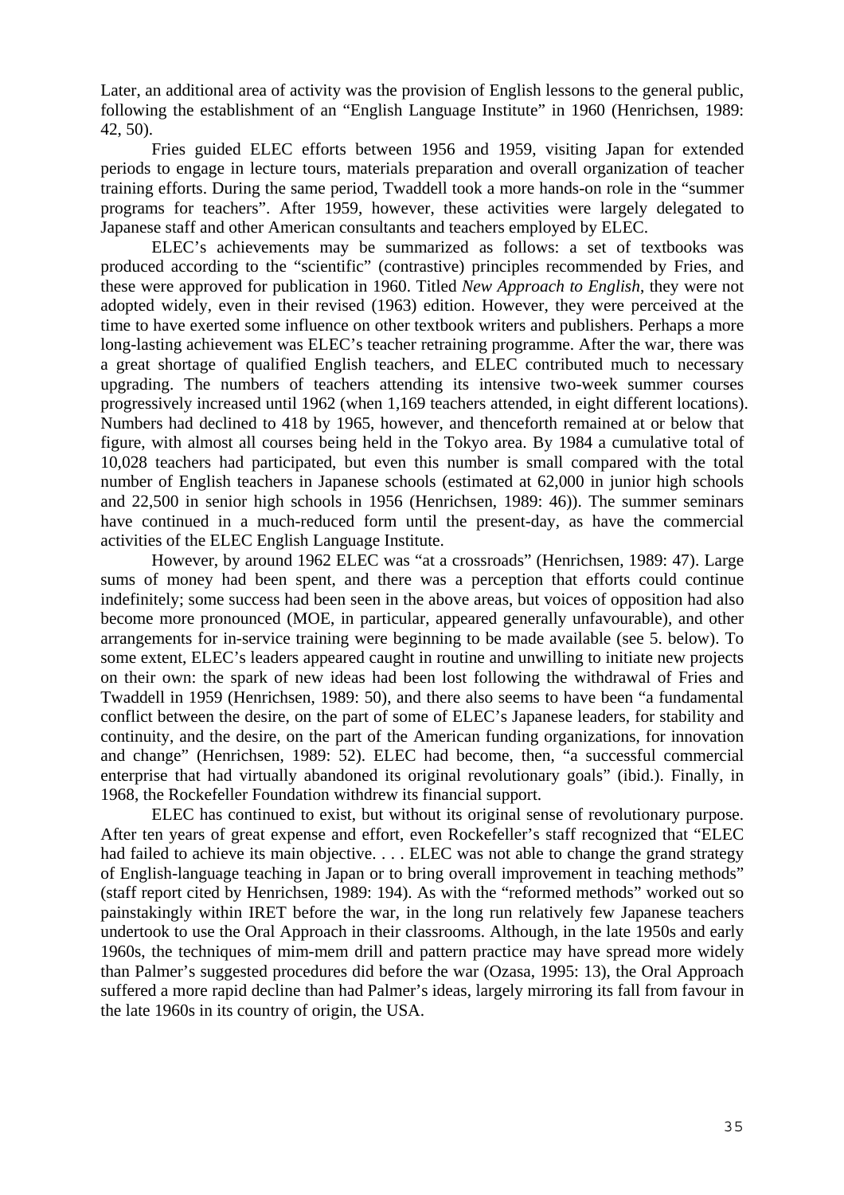Later, an additional area of activity was the provision of English lessons to the general public, following the establishment of an "English Language Institute" in 1960 (Henrichsen, 1989: 42, 50).

Fries guided ELEC efforts between 1956 and 1959, visiting Japan for extended periods to engage in lecture tours, materials preparation and overall organization of teacher training efforts. During the same period, Twaddell took a more hands-on role in the "summer programs for teachers". After 1959, however, these activities were largely delegated to Japanese staff and other American consultants and teachers employed by ELEC.

ELEC's achievements may be summarized as follows: a set of textbooks was produced according to the "scientific" (contrastive) principles recommended by Fries, and these were approved for publication in 1960. Titled *New Approach to English*, they were not adopted widely, even in their revised (1963) edition. However, they were perceived at the time to have exerted some influence on other textbook writers and publishers. Perhaps a more long-lasting achievement was ELEC's teacher retraining programme. After the war, there was a great shortage of qualified English teachers, and ELEC contributed much to necessary upgrading. The numbers of teachers attending its intensive two-week summer courses progressively increased until 1962 (when 1,169 teachers attended, in eight different locations). Numbers had declined to 418 by 1965, however, and thenceforth remained at or below that figure, with almost all courses being held in the Tokyo area. By 1984 a cumulative total of 10,028 teachers had participated, but even this number is small compared with the total number of English teachers in Japanese schools (estimated at 62,000 in junior high schools and 22,500 in senior high schools in 1956 (Henrichsen, 1989: 46)). The summer seminars have continued in a much-reduced form until the present-day, as have the commercial activities of the ELEC English Language Institute.

However, by around 1962 ELEC was "at a crossroads" (Henrichsen, 1989: 47). Large sums of money had been spent, and there was a perception that efforts could continue indefinitely; some success had been seen in the above areas, but voices of opposition had also become more pronounced (MOE, in particular, appeared generally unfavourable), and other arrangements for in-service training were beginning to be made available (see 5. below). To some extent, ELEC's leaders appeared caught in routine and unwilling to initiate new projects on their own: the spark of new ideas had been lost following the withdrawal of Fries and Twaddell in 1959 (Henrichsen, 1989: 50), and there also seems to have been "a fundamental conflict between the desire, on the part of some of ELEC's Japanese leaders, for stability and continuity, and the desire, on the part of the American funding organizations, for innovation and change" (Henrichsen, 1989: 52). ELEC had become, then, "a successful commercial enterprise that had virtually abandoned its original revolutionary goals" (ibid.). Finally, in 1968, the Rockefeller Foundation withdrew its financial support.

ELEC has continued to exist, but without its original sense of revolutionary purpose. After ten years of great expense and effort, even Rockefeller's staff recognized that "ELEC had failed to achieve its main objective. . . . ELEC was not able to change the grand strategy of English-language teaching in Japan or to bring overall improvement in teaching methods" (staff report cited by Henrichsen, 1989: 194). As with the "reformed methods" worked out so painstakingly within IRET before the war, in the long run relatively few Japanese teachers undertook to use the Oral Approach in their classrooms. Although, in the late 1950s and early 1960s, the techniques of mim-mem drill and pattern practice may have spread more widely than Palmer's suggested procedures did before the war (Ozasa, 1995: 13), the Oral Approach suffered a more rapid decline than had Palmer's ideas, largely mirroring its fall from favour in the late 1960s in its country of origin, the USA.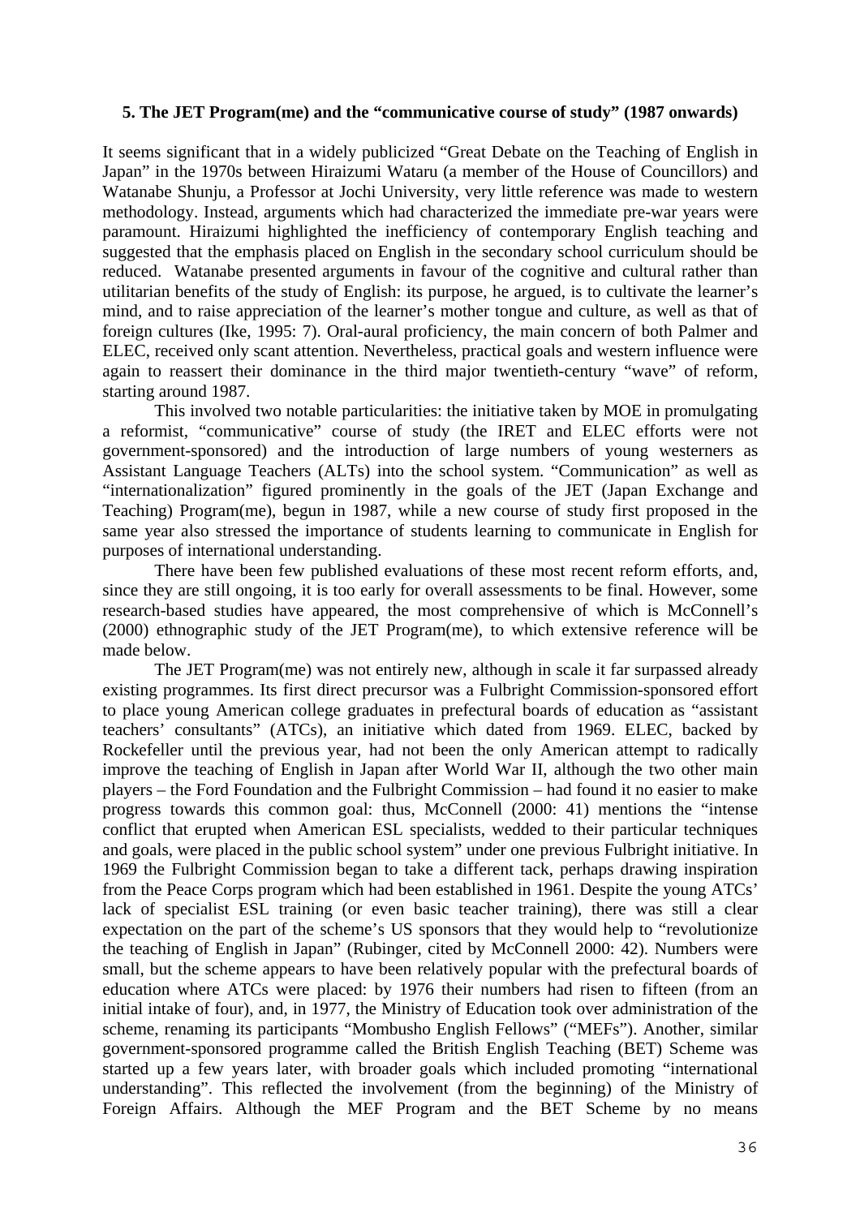### 5. The JET Program(me) and the "communicative course of study" (1987 onwards)

It seems significant that in a widely publicized "Great Debate on the Teaching of English in Japan" in the 1970s between Hiraizumi Wataru (a member of the House of Councillors) and Watanabe Shunju, a Professor at Jochi University, very little reference was made to western methodology. Instead, arguments which had characterized the immediate pre-war years were paramount. Hiraizumi highlighted the inefficiency of contemporary English teaching and suggested that the emphasis placed on English in the secondary school curriculum should be reduced. Watanabe presented arguments in favour of the cognitive and cultural rather than utilitarian benefits of the study of English: its purpose, he argued, is to cultivate the learner's mind, and to raise appreciation of the learner's mother tongue and culture, as well as that of foreign cultures (Ike, 1995: 7). Oral-aural proficiency, the main concern of both Palmer and ELEC, received only scant attention. Nevertheless, practical goals and western influence were again to reassert their dominance in the third major twentieth-century "wave" of reform, starting around 1987.

This involved two notable particularities: the initiative taken by MOE in promulgating a reformist, "communicative" course of study (the IRET and ELEC efforts were not government-sponsored) and the introduction of large numbers of young westerners as Assistant Language Teachers (ALTs) into the school system. "Communication" as well as "internationalization" figured prominently in the goals of the JET (Japan Exchange and Teaching) Program(me), begun in 1987, while a new course of study first proposed in the same year also stressed the importance of students learning to communicate in English for purposes of international understanding.

There have been few published evaluations of these most recent reform efforts, and, since they are still ongoing, it is too early for overall assessments to be final. However, some research-based studies have appeared, the most comprehensive of which is McConnell's (2000) ethnographic study of the JET Program(me), to which extensive reference will be made below.

The JET Program(me) was not entirely new, although in scale it far surpassed already existing programmes. Its first direct precursor was a Fulbright Commission-sponsored effort to place young American college graduates in prefectural boards of education as "assistant teachers' consultants" (ATCs), an initiative which dated from 1969. ELEC, backed by Rockefeller until the previous year, had not been the only American attempt to radically improve the teaching of English in Japan after World War II, although the two other main players – the Ford Foundation and the Fulbright Commission – had found it no easier to make progress towards this common goal: thus, McConnell (2000: 41) mentions the "intense conflict that erupted when American ESL specialists, wedded to their particular techniques and goals, were placed in the public school system" under one previous Fulbright initiative. In 1969 the Fulbright Commission began to take a different tack, perhaps drawing inspiration from the Peace Corps program which had been established in 1961. Despite the young ATCs' lack of specialist ESL training (or even basic teacher training), there was still a clear expectation on the part of the scheme's US sponsors that they would help to "revolutionize the teaching of English in Japan" (Rubinger, cited by McConnell 2000: 42). Numbers were small, but the scheme appears to have been relatively popular with the prefectural boards of education where ATCs were placed: by 1976 their numbers had risen to fifteen (from an initial intake of four), and, in 1977, the Ministry of Education took over administration of the scheme, renaming its participants "Mombusho English Fellows" ("MEFs"). Another, similar government-sponsored programme called the British English Teaching (BET) Scheme was started up a few years later, with broader goals which included promoting "international understanding". This reflected the involvement (from the beginning) of the Ministry of Foreign Affairs. Although the MEF Program and the BET Scheme by no means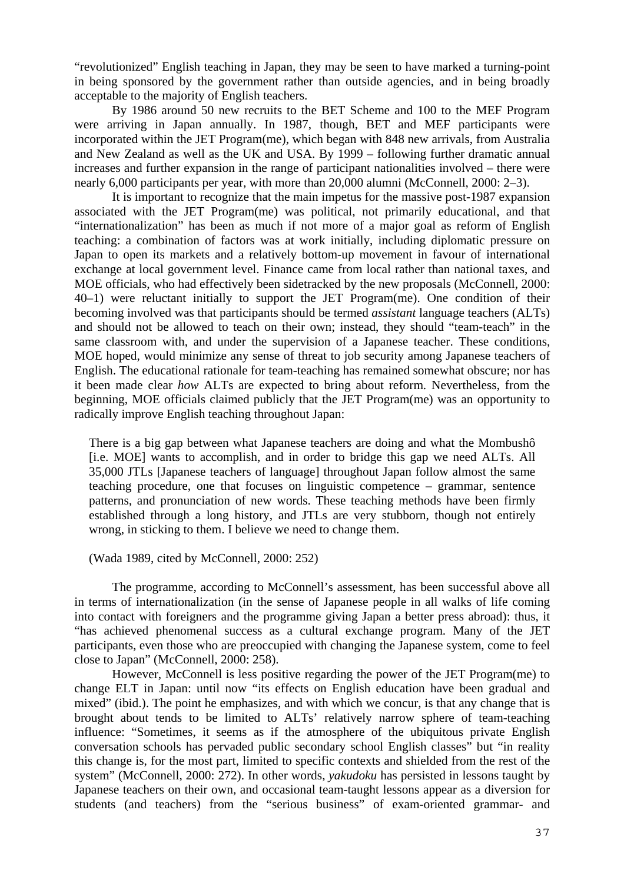"revolutionized" English teaching in Japan, they may be seen to have marked a turning-point in being sponsored by the government rather than outside agencies, and in being broadly acceptable to the majority of English teachers.

By 1986 around 50 new recruits to the BET Scheme and 100 to the MEF Program were arriving in Japan annually. In 1987, though, BET and MEF participants were incorporated within the JET Program(me), which began with 848 new arrivals, from Australia and New Zealand as well as the UK and USA. By 1999 – following further dramatic annual increases and further expansion in the range of participant nationalities involved – there were nearly 6,000 participants per year, with more than 20,000 alumni (McConnell, 2000: 2–3).

It is important to recognize that the main impetus for the massive post-1987 expansion associated with the JET Program(me) was political, not primarily educational, and that "internationalization" has been as much if not more of a major goal as reform of English teaching: a combination of factors was at work initially, including diplomatic pressure on Japan to open its markets and a relatively bottom-up movement in favour of international exchange at local government level. Finance came from local rather than national taxes, and MOE officials, who had effectively been sidetracked by the new proposals (McConnell, 2000: 40–1) were reluctant initially to support the JET Program(me). One condition of their becoming involved was that participants should be termed *assistant* language teachers (ALTs) and should not be allowed to teach on their own; instead, they should "team-teach" in the same classroom with, and under the supervision of a Japanese teacher. These conditions, MOE hoped, would minimize any sense of threat to job security among Japanese teachers of English. The educational rationale for team-teaching has remained somewhat obscure; nor has it been made clear *how* ALTs are expected to bring about reform. Nevertheless, from the beginning, MOE officials claimed publicly that the JET Program(me) was an opportunity to radically improve English teaching throughout Japan:

> There is a big gap between what Japanese teachers are doing and what the Mombushô [i.e. MOE] wants to accomplish, and in order to bridge this gap we need ALTs. All 35,000 JTLs [Japanese teachers of language] throughout Japan follow almost the same teaching procedure, one that focuses on linguistic competence – grammar, sentence patterns, and pronunciation of new words. These teaching methods have been firmly established through a long history, and JTLs are very stubborn, though not entirely wrong, in sticking to them. I believe we need to change them.
>
> (Wada 1989, cited by McConnell, 2000: 252)

The programme, according to McConnell's assessment, has been successful above all in terms of internationalization (in the sense of Japanese people in all walks of life coming into contact with foreigners and the programme giving Japan a better press abroad): thus, it "has achieved phenomenal success as a cultural exchange program. Many of the JET participants, even those who are preoccupied with changing the Japanese system, come to feel close to Japan" (McConnell, 2000: 258).

However, McConnell is less positive regarding the power of the JET Program(me) to change ELT in Japan: until now "its effects on English education have been gradual and mixed" (ibid.). The point he emphasizes, and with which we concur, is that any change that is brought about tends to be limited to ALTs' relatively narrow sphere of team-teaching influence: "Sometimes, it seems as if the atmosphere of the ubiquitous private English conversation schools has pervaded public secondary school English classes" but "in reality this change is, for the most part, limited to specific contexts and shielded from the rest of the system" (McConnell, 2000: 272). In other words, *yakudoku* has persisted in lessons taught by Japanese teachers on their own, and occasional team-taught lessons appear as a diversion for students (and teachers) from the "serious business" of exam-oriented grammar- and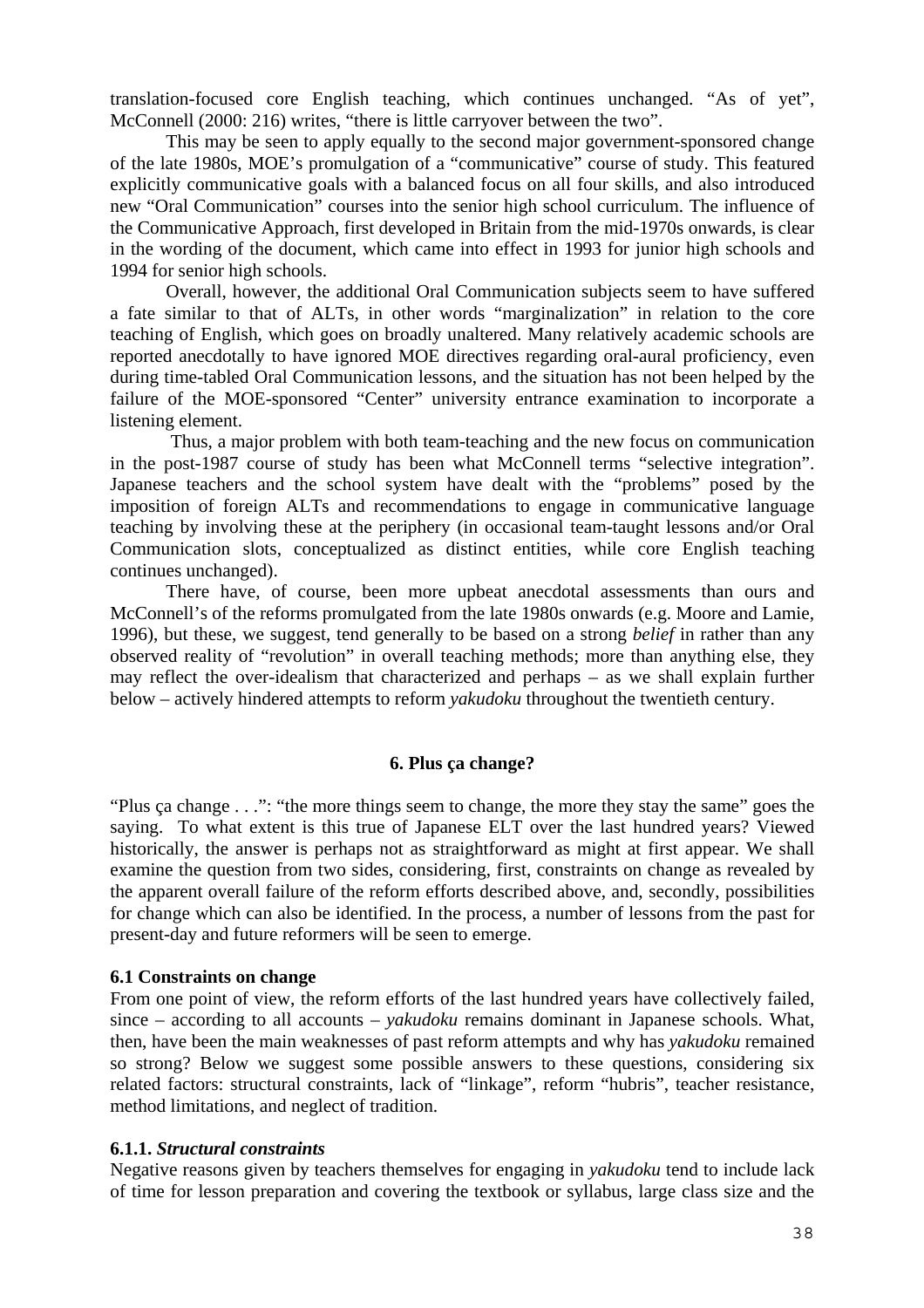translation-focused core English teaching, which continues unchanged. "As of yet", McConnell (2000: 216) writes, "there is little carryover between the two".

This may be seen to apply equally to the second major government-sponsored change of the late 1980s, MOE's promulgation of a "communicative" course of study. This featured explicitly communicative goals with a balanced focus on all four skills, and also introduced new "Oral Communication" courses into the senior high school curriculum. The influence of the Communicative Approach, first developed in Britain from the mid-1970s onwards, is clear in the wording of the document, which came into effect in 1993 for junior high schools and 1994 for senior high schools.

Overall, however, the additional Oral Communication subjects seem to have suffered a fate similar to that of ALTs, in other words "marginalization" in relation to the core teaching of English, which goes on broadly unaltered. Many relatively academic schools are reported anecdotally to have ignored MOE directives regarding oral-aural proficiency, even during time-tabled Oral Communication lessons, and the situation has not been helped by the failure of the MOE-sponsored "Center" university entrance examination to incorporate a listening element.

Thus, a major problem with both team-teaching and the new focus on communication in the post-1987 course of study has been what McConnell terms "selective integration". Japanese teachers and the school system have dealt with the "problems" posed by the imposition of foreign ALTs and recommendations to engage in communicative language teaching by involving these at the periphery (in occasional team-taught lessons and/or Oral Communication slots, conceptualized as distinct entities, while core English teaching continues unchanged).

There have, of course, been more upbeat anecdotal assessments than ours and McConnell's of the reforms promulgated from the late 1980s onwards (e.g. Moore and Lamie, 1996), but these, we suggest, tend generally to be based on a strong *belief* in rather than any observed reality of "revolution" in overall teaching methods; more than anything else, they may reflect the over-idealism that characterized and perhaps – as we shall explain further below – actively hindered attempts to reform *yakudoku* throughout the twentieth century.

## 6. Plus ça change?

"Plus ça change . . .": "the more things seem to change, the more they stay the same" goes the saying. To what extent is this true of Japanese ELT over the last hundred years? Viewed historically, the answer is perhaps not as straightforward as might at first appear. We shall examine the question from two sides, considering, first, constraints on change as revealed by the apparent overall failure of the reform efforts described above, and, secondly, possibilities for change which can also be identified. In the process, a number of lessons from the past for present-day and future reformers will be seen to emerge.

### 6.1 Constraints on change

From one point of view, the reform efforts of the last hundred years have collectively failed, since – according to all accounts – *yakudoku* remains dominant in Japanese schools. What, then, have been the main weaknesses of past reform attempts and why has *yakudoku* remained so strong? Below we suggest some possible answers to these questions, considering six related factors: structural constraints, lack of "linkage", reform "hubris", teacher resistance, method limitations, and neglect of tradition.

#### 6.1.1. *Structural constraints*

Negative reasons given by teachers themselves for engaging in *yakudoku* tend to include lack of time for lesson preparation and covering the textbook or syllabus, large class size and the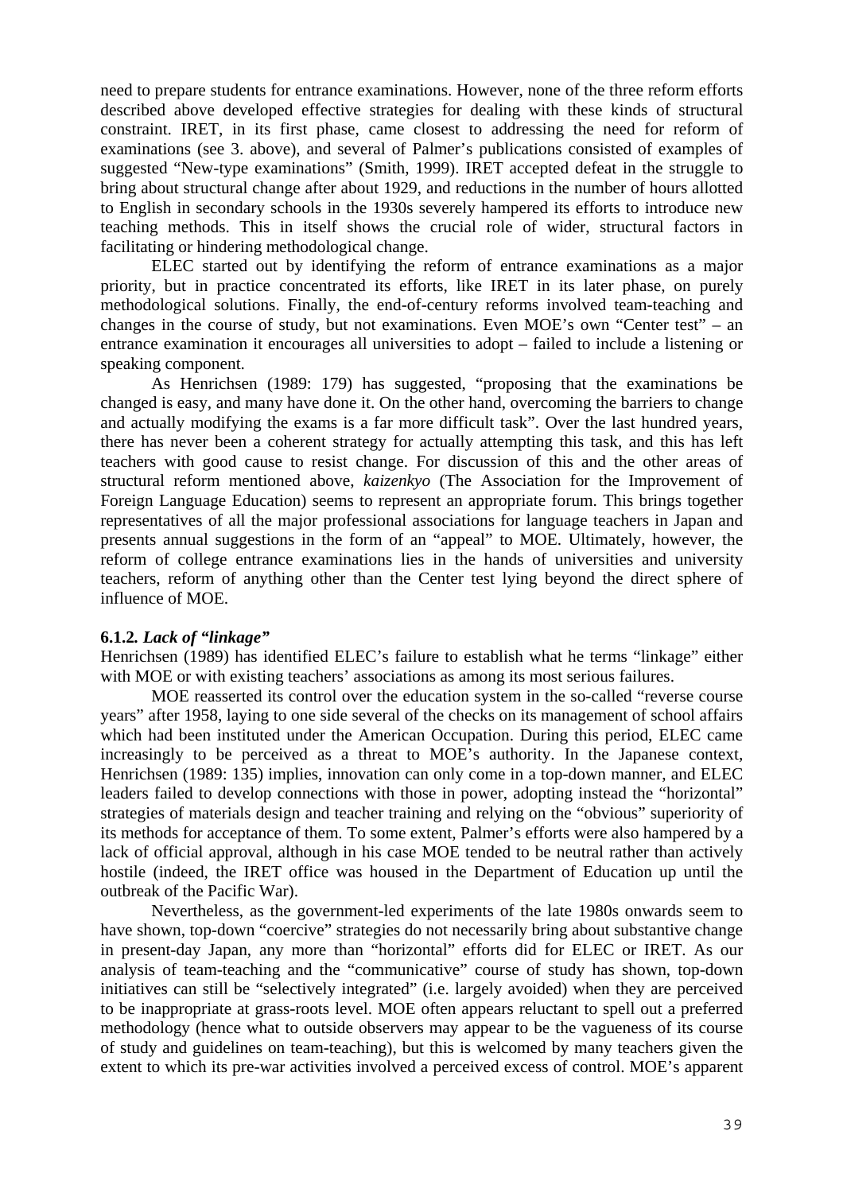need to prepare students for entrance examinations. However, none of the three reform efforts described above developed effective strategies for dealing with these kinds of structural constraint. IRET, in its first phase, came closest to addressing the need for reform of examinations (see 3. above), and several of Palmer's publications consisted of examples of suggested "New-type examinations" (Smith, 1999). IRET accepted defeat in the struggle to bring about structural change after about 1929, and reductions in the number of hours allotted to English in secondary schools in the 1930s severely hampered its efforts to introduce new teaching methods. This in itself shows the crucial role of wider, structural factors in facilitating or hindering methodological change.

ELEC started out by identifying the reform of entrance examinations as a major priority, but in practice concentrated its efforts, like IRET in its later phase, on purely methodological solutions. Finally, the end-of-century reforms involved team-teaching and changes in the course of study, but not examinations. Even MOE's own "Center test" – an entrance examination it encourages all universities to adopt – failed to include a listening or speaking component.

As Henrichsen (1989: 179) has suggested, "proposing that the examinations be changed is easy, and many have done it. On the other hand, overcoming the barriers to change and actually modifying the exams is a far more difficult task". Over the last hundred years, there has never been a coherent strategy for actually attempting this task, and this has left teachers with good cause to resist change. For discussion of this and the other areas of structural reform mentioned above, *kaizenkyo* (The Association for the Improvement of Foreign Language Education) seems to represent an appropriate forum. This brings together representatives of all the major professional associations for language teachers in Japan and presents annual suggestions in the form of an "appeal" to MOE. Ultimately, however, the reform of college entrance examinations lies in the hands of universities and university teachers, reform of anything other than the Center test lying beyond the direct sphere of influence of MOE.

#### 6.1.2. *Lack of "linkage"*

Henrichsen (1989) has identified ELEC's failure to establish what he terms "linkage" either with MOE or with existing teachers' associations as among its most serious failures.

MOE reasserted its control over the education system in the so-called "reverse course years" after 1958, laying to one side several of the checks on its management of school affairs which had been instituted under the American Occupation. During this period, ELEC came increasingly to be perceived as a threat to MOE's authority. In the Japanese context, Henrichsen (1989: 135) implies, innovation can only come in a top-down manner, and ELEC leaders failed to develop connections with those in power, adopting instead the "horizontal" strategies of materials design and teacher training and relying on the "obvious" superiority of its methods for acceptance of them. To some extent, Palmer's efforts were also hampered by a lack of official approval, although in his case MOE tended to be neutral rather than actively hostile (indeed, the IRET office was housed in the Department of Education up until the outbreak of the Pacific War).

Nevertheless, as the government-led experiments of the late 1980s onwards seem to have shown, top-down "coercive" strategies do not necessarily bring about substantive change in present-day Japan, any more than "horizontal" efforts did for ELEC or IRET. As our analysis of team-teaching and the "communicative" course of study has shown, top-down initiatives can still be "selectively integrated" (i.e. largely avoided) when they are perceived to be inappropriate at grass-roots level. MOE often appears reluctant to spell out a preferred methodology (hence what to outside observers may appear to be the vagueness of its course of study and guidelines on team-teaching), but this is welcomed by many teachers given the extent to which its pre-war activities involved a perceived excess of control. MOE's apparent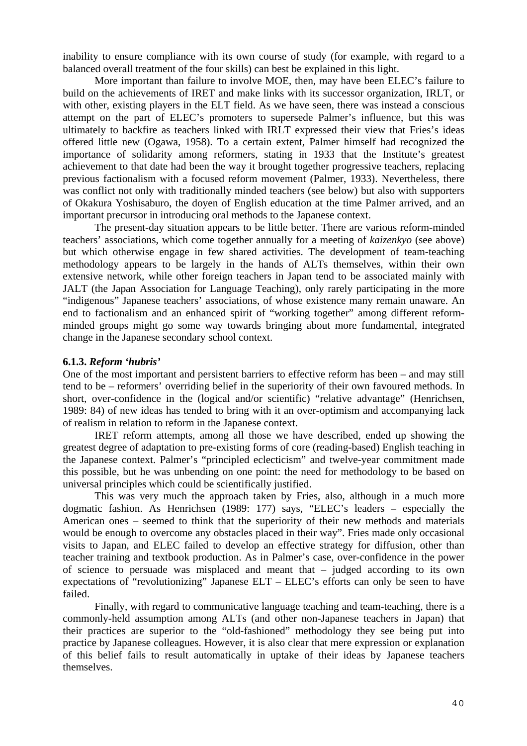inability to ensure compliance with its own course of study (for example, with regard to a balanced overall treatment of the four skills) can best be explained in this light.

More important than failure to involve MOE, then, may have been ELEC's failure to build on the achievements of IRET and make links with its successor organization, IRLT, or with other, existing players in the ELT field. As we have seen, there was instead a conscious attempt on the part of ELEC's promoters to supersede Palmer's influence, but this was ultimately to backfire as teachers linked with IRLT expressed their view that Fries's ideas offered little new (Ogawa, 1958). To a certain extent, Palmer himself had recognized the importance of solidarity among reformers, stating in 1933 that the Institute's greatest achievement to that date had been the way it brought together progressive teachers, replacing previous factionalism with a focused reform movement (Palmer, 1933). Nevertheless, there was conflict not only with traditionally minded teachers (see below) but also with supporters of Okakura Yoshisaburo, the doyen of English education at the time Palmer arrived, and an important precursor in introducing oral methods to the Japanese context.

The present-day situation appears to be little better. There are various reform-minded teachers' associations, which come together annually for a meeting of *kaizenkyo* (see above) but which otherwise engage in few shared activities. The development of team-teaching methodology appears to be largely in the hands of ALTs themselves, within their own extensive network, while other foreign teachers in Japan tend to be associated mainly with JALT (the Japan Association for Language Teaching), only rarely participating in the more "indigenous" Japanese teachers' associations, of whose existence many remain unaware. An end to factionalism and an enhanced spirit of "working together" among different reform-minded groups might go some way towards bringing about more fundamental, integrated change in the Japanese secondary school context.

### 6.1.3. *Reform 'hubris'*

One of the most important and persistent barriers to effective reform has been – and may still tend to be – reformers' overriding belief in the superiority of their own favoured methods. In short, over-confidence in the (logical and/or scientific) "relative advantage" (Henrichsen, 1989: 84) of new ideas has tended to bring with it an over-optimism and accompanying lack of realism in relation to reform in the Japanese context.

IRET reform attempts, among all those we have described, ended up showing the greatest degree of adaptation to pre-existing forms of core (reading-based) English teaching in the Japanese context. Palmer's "principled eclecticism" and twelve-year commitment made this possible, but he was unbending on one point: the need for methodology to be based on universal principles which could be scientifically justified.

This was very much the approach taken by Fries, also, although in a much more dogmatic fashion. As Henrichsen (1989: 177) says, "ELEC's leaders – especially the American ones – seemed to think that the superiority of their new methods and materials would be enough to overcome any obstacles placed in their way". Fries made only occasional visits to Japan, and ELEC failed to develop an effective strategy for diffusion, other than teacher training and textbook production. As in Palmer's case, over-confidence in the power of science to persuade was misplaced and meant that – judged according to its own expectations of "revolutionizing" Japanese ELT – ELEC's efforts can only be seen to have failed.

Finally, with regard to communicative language teaching and team-teaching, there is a commonly-held assumption among ALTs (and other non-Japanese teachers in Japan) that their practices are superior to the "old-fashioned" methodology they see being put into practice by Japanese colleagues. However, it is also clear that mere expression or explanation of this belief fails to result automatically in uptake of their ideas by Japanese teachers themselves.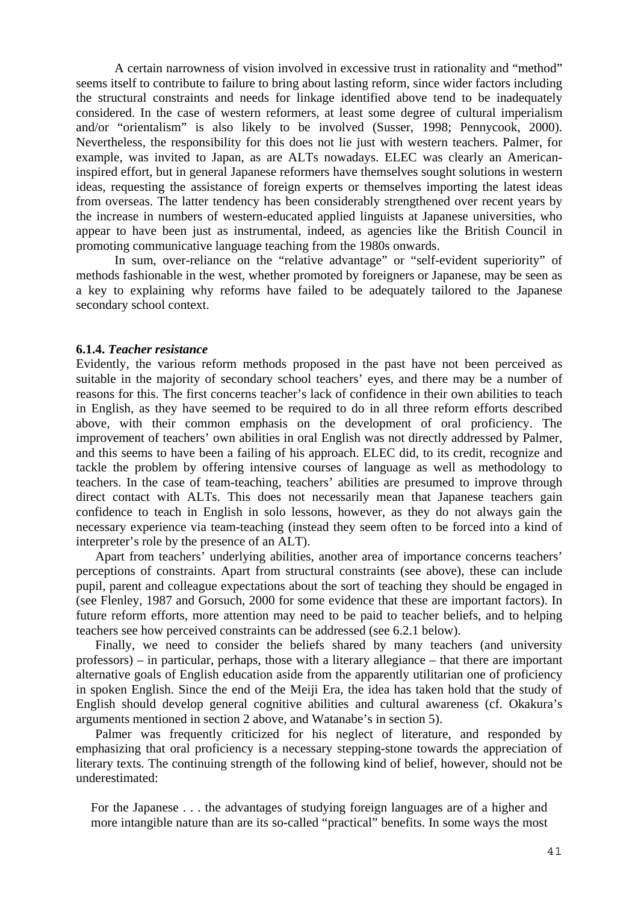A certain narrowness of vision involved in excessive trust in rationality and "method" seems itself to contribute to failure to bring about lasting reform, since wider factors including the structural constraints and needs for linkage identified above tend to be inadequately considered. In the case of western reformers, at least some degree of cultural imperialism and/or "orientalism" is also likely to be involved (Susser, 1998; Pennycook, 2000). Nevertheless, the responsibility for this does not lie just with western teachers. Palmer, for example, was invited to Japan, as are ALTs nowadays. ELEC was clearly an American-inspired effort, but in general Japanese reformers have themselves sought solutions in western ideas, requesting the assistance of foreign experts or themselves importing the latest ideas from overseas. The latter tendency has been considerably strengthened over recent years by the increase in numbers of western-educated applied linguists at Japanese universities, who appear to have been just as instrumental, indeed, as agencies like the British Council in promoting communicative language teaching from the 1980s onwards.

In sum, over-reliance on the "relative advantage" or "self-evident superiority" of methods fashionable in the west, whether promoted by foreigners or Japanese, may be seen as a key to explaining why reforms have failed to be adequately tailored to the Japanese secondary school context.

#### 6.1.4. *Teacher resistance*

Evidently, the various reform methods proposed in the past have not been perceived as suitable in the majority of secondary school teachers' eyes, and there may be a number of reasons for this. The first concerns teacher's lack of confidence in their own abilities to teach in English, as they have seemed to be required to do in all three reform efforts described above, with their common emphasis on the development of oral proficiency. The improvement of teachers' own abilities in oral English was not directly addressed by Palmer, and this seems to have been a failing of his approach. ELEC did, to its credit, recognize and tackle the problem by offering intensive courses of language as well as methodology to teachers. In the case of team-teaching, teachers' abilities are presumed to improve through direct contact with ALTs. This does not necessarily mean that Japanese teachers gain confidence to teach in English in solo lessons, however, as they do not always gain the necessary experience via team-teaching (instead they seem often to be forced into a kind of interpreter's role by the presence of an ALT).

Apart from teachers' underlying abilities, another area of importance concerns teachers' perceptions of constraints. Apart from structural constraints (see above), these can include pupil, parent and colleague expectations about the sort of teaching they should be engaged in (see Flenley, 1987 and Gorsuch, 2000 for some evidence that these are important factors). In future reform efforts, more attention may need to be paid to teacher beliefs, and to helping teachers see how perceived constraints can be addressed (see 6.2.1 below).

Finally, we need to consider the beliefs shared by many teachers (and university professors) – in particular, perhaps, those with a literary allegiance – that there are important alternative goals of English education aside from the apparently utilitarian one of proficiency in spoken English. Since the end of the Meiji Era, the idea has taken hold that the study of English should develop general cognitive abilities and cultural awareness (cf. Okakura's arguments mentioned in section 2 above, and Watanabe's in section 5).

Palmer was frequently criticized for his neglect of literature, and responded by emphasizing that oral proficiency is a necessary stepping-stone towards the appreciation of literary texts. The continuing strength of the following kind of belief, however, should not be underestimated:

> For the Japanese . . . the advantages of studying foreign languages are of a higher and more intangible nature than are its so-called "practical" benefits. In some ways the most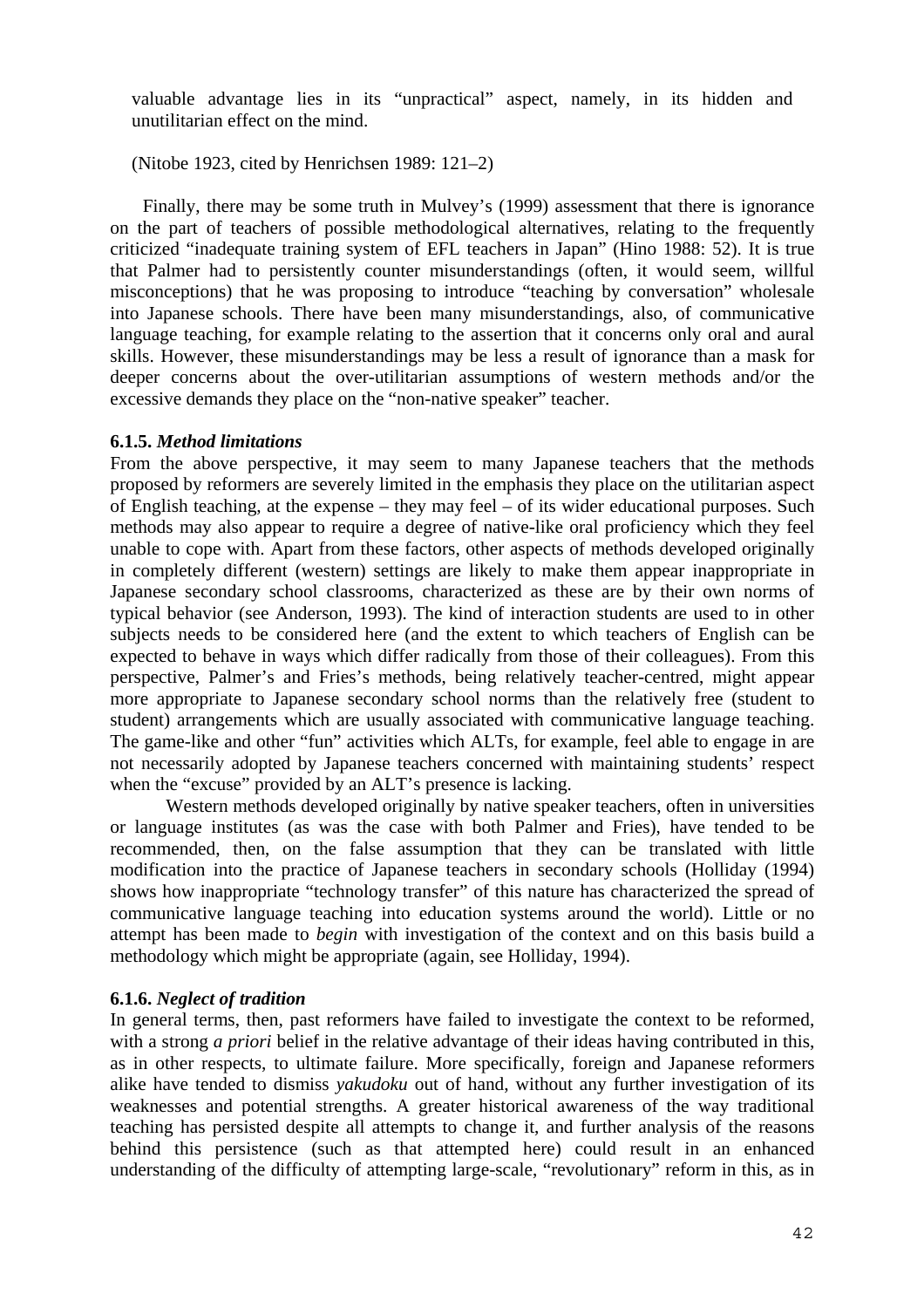valuable advantage lies in its "unpractical" aspect, namely, in its hidden and unutilitarian effect on the mind.

(Nitobe 1923, cited by Henrichsen 1989: 121–2)

Finally, there may be some truth in Mulvey's (1999) assessment that there is ignorance on the part of teachers of possible methodological alternatives, relating to the frequently criticized "inadequate training system of EFL teachers in Japan" (Hino 1988: 52). It is true that Palmer had to persistently counter misunderstandings (often, it would seem, willful misconceptions) that he was proposing to introduce "teaching by conversation" wholesale into Japanese schools. There have been many misunderstandings, also, of communicative language teaching, for example relating to the assertion that it concerns only oral and aural skills. However, these misunderstandings may be less a result of ignorance than a mask for deeper concerns about the over-utilitarian assumptions of western methods and/or the excessive demands they place on the "non-native speaker" teacher.

#### 6.1.5. *Method limitations*

From the above perspective, it may seem to many Japanese teachers that the methods proposed by reformers are severely limited in the emphasis they place on the utilitarian aspect of English teaching, at the expense – they may feel – of its wider educational purposes. Such methods may also appear to require a degree of native-like oral proficiency which they feel unable to cope with. Apart from these factors, other aspects of methods developed originally in completely different (western) settings are likely to make them appear inappropriate in Japanese secondary school classrooms, characterized as these are by their own norms of typical behavior (see Anderson, 1993). The kind of interaction students are used to in other subjects needs to be considered here (and the extent to which teachers of English can be expected to behave in ways which differ radically from those of their colleagues). From this perspective, Palmer's and Fries's methods, being relatively teacher-centred, might appear more appropriate to Japanese secondary school norms than the relatively free (student to student) arrangements which are usually associated with communicative language teaching. The game-like and other "fun" activities which ALTs, for example, feel able to engage in are not necessarily adopted by Japanese teachers concerned with maintaining students' respect when the "excuse" provided by an ALT's presence is lacking.

Western methods developed originally by native speaker teachers, often in universities or language institutes (as was the case with both Palmer and Fries), have tended to be recommended, then, on the false assumption that they can be translated with little modification into the practice of Japanese teachers in secondary schools (Holliday (1994) shows how inappropriate "technology transfer" of this nature has characterized the spread of communicative language teaching into education systems around the world). Little or no attempt has been made to *begin* with investigation of the context and on this basis build a methodology which might be appropriate (again, see Holliday, 1994).

#### 6.1.6. *Neglect of tradition*

In general terms, then, past reformers have failed to investigate the context to be reformed, with a strong *a priori* belief in the relative advantage of their ideas having contributed in this, as in other respects, to ultimate failure. More specifically, foreign and Japanese reformers alike have tended to dismiss *yakudoku* out of hand, without any further investigation of its weaknesses and potential strengths. A greater historical awareness of the way traditional teaching has persisted despite all attempts to change it, and further analysis of the reasons behind this persistence (such as that attempted here) could result in an enhanced understanding of the difficulty of attempting large-scale, "revolutionary" reform in this, as in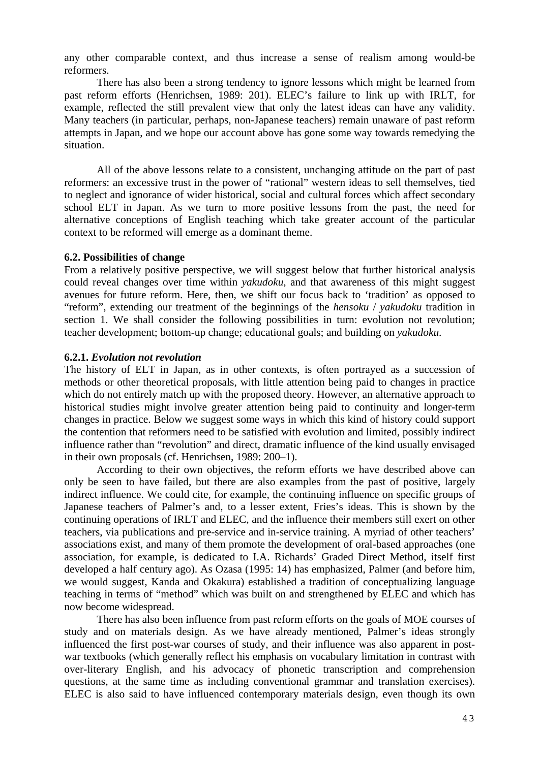any other comparable context, and thus increase a sense of realism among would-be reformers.

There has also been a strong tendency to ignore lessons which might be learned from past reform efforts (Henrichsen, 1989: 201). ELEC's failure to link up with IRLT, for example, reflected the still prevalent view that only the latest ideas can have any validity. Many teachers (in particular, perhaps, non-Japanese teachers) remain unaware of past reform attempts in Japan, and we hope our account above has gone some way towards remedying the situation.

All of the above lessons relate to a consistent, unchanging attitude on the part of past reformers: an excessive trust in the power of "rational" western ideas to sell themselves, tied to neglect and ignorance of wider historical, social and cultural forces which affect secondary school ELT in Japan. As we turn to more positive lessons from the past, the need for alternative conceptions of English teaching which take greater account of the particular context to be reformed will emerge as a dominant theme.

### 6.2. Possibilities of change

From a relatively positive perspective, we will suggest below that further historical analysis could reveal changes over time within *yakudoku*, and that awareness of this might suggest avenues for future reform. Here, then, we shift our focus back to 'tradition' as opposed to "reform", extending our treatment of the beginnings of the *hensoku* / *yakudoku* tradition in section 1. We shall consider the following possibilities in turn: evolution not revolution; teacher development; bottom-up change; educational goals; and building on *yakudoku*.

#### 6.2.1. *Evolution not revolution*

The history of ELT in Japan, as in other contexts, is often portrayed as a succession of methods or other theoretical proposals, with little attention being paid to changes in practice which do not entirely match up with the proposed theory. However, an alternative approach to historical studies might involve greater attention being paid to continuity and longer-term changes in practice. Below we suggest some ways in which this kind of history could support the contention that reformers need to be satisfied with evolution and limited, possibly indirect influence rather than "revolution" and direct, dramatic influence of the kind usually envisaged in their own proposals (cf. Henrichsen, 1989: 200–1).

According to their own objectives, the reform efforts we have described above can only be seen to have failed, but there are also examples from the past of positive, largely indirect influence. We could cite, for example, the continuing influence on specific groups of Japanese teachers of Palmer's and, to a lesser extent, Fries's ideas. This is shown by the continuing operations of IRLT and ELEC, and the influence their members still exert on other teachers, via publications and pre-service and in-service training. A myriad of other teachers' associations exist, and many of them promote the development of oral-based approaches (one association, for example, is dedicated to I.A. Richards' Graded Direct Method, itself first developed a half century ago). As Ozasa (1995: 14) has emphasized, Palmer (and before him, we would suggest, Kanda and Okakura) established a tradition of conceptualizing language teaching in terms of "method" which was built on and strengthened by ELEC and which has now become widespread.

There has also been influence from past reform efforts on the goals of MOE courses of study and on materials design. As we have already mentioned, Palmer's ideas strongly influenced the first post-war courses of study, and their influence was also apparent in post-war textbooks (which generally reflect his emphasis on vocabulary limitation in contrast with over-literary English, and his advocacy of phonetic transcription and comprehension questions, at the same time as including conventional grammar and translation exercises). ELEC is also said to have influenced contemporary materials design, even though its own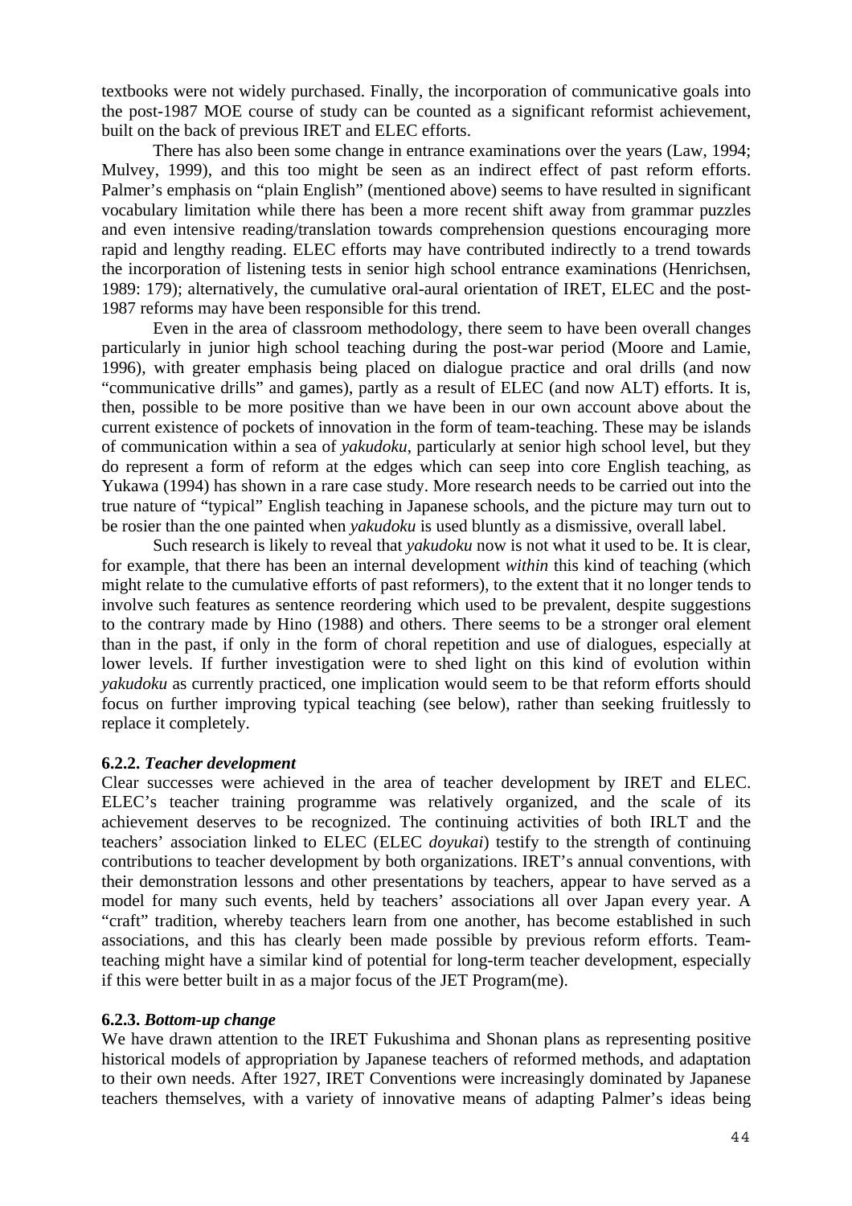textbooks were not widely purchased. Finally, the incorporation of communicative goals into the post-1987 MOE course of study can be counted as a significant reformist achievement, built on the back of previous IRET and ELEC efforts.

There has also been some change in entrance examinations over the years (Law, 1994; Mulvey, 1999), and this too might be seen as an indirect effect of past reform efforts. Palmer's emphasis on "plain English" (mentioned above) seems to have resulted in significant vocabulary limitation while there has been a more recent shift away from grammar puzzles and even intensive reading/translation towards comprehension questions encouraging more rapid and lengthy reading. ELEC efforts may have contributed indirectly to a trend towards the incorporation of listening tests in senior high school entrance examinations (Henrichsen, 1989: 179); alternatively, the cumulative oral-aural orientation of IRET, ELEC and the post-1987 reforms may have been responsible for this trend.

Even in the area of classroom methodology, there seem to have been overall changes particularly in junior high school teaching during the post-war period (Moore and Lamie, 1996), with greater emphasis being placed on dialogue practice and oral drills (and now "communicative drills" and games), partly as a result of ELEC (and now ALT) efforts. It is, then, possible to be more positive than we have been in our own account above about the current existence of pockets of innovation in the form of team-teaching. These may be islands of communication within a sea of *yakudoku*, particularly at senior high school level, but they do represent a form of reform at the edges which can seep into core English teaching, as Yukawa (1994) has shown in a rare case study. More research needs to be carried out into the true nature of "typical" English teaching in Japanese schools, and the picture may turn out to be rosier than the one painted when *yakudoku* is used bluntly as a dismissive, overall label.

Such research is likely to reveal that *yakudoku* now is not what it used to be. It is clear, for example, that there has been an internal development *within* this kind of teaching (which might relate to the cumulative efforts of past reformers), to the extent that it no longer tends to involve such features as sentence reordering which used to be prevalent, despite suggestions to the contrary made by Hino (1988) and others. There seems to be a stronger oral element than in the past, if only in the form of choral repetition and use of dialogues, especially at lower levels. If further investigation were to shed light on this kind of evolution within *yakudoku* as currently practiced, one implication would seem to be that reform efforts should focus on further improving typical teaching (see below), rather than seeking fruitlessly to replace it completely.

### 6.2.2. *Teacher development*

Clear successes were achieved in the area of teacher development by IRET and ELEC. ELEC's teacher training programme was relatively organized, and the scale of its achievement deserves to be recognized. The continuing activities of both IRLT and the teachers' association linked to ELEC (ELEC *doyukai*) testify to the strength of continuing contributions to teacher development by both organizations. IRET's annual conventions, with their demonstration lessons and other presentations by teachers, appear to have served as a model for many such events, held by teachers' associations all over Japan every year. A "craft" tradition, whereby teachers learn from one another, has become established in such associations, and this has clearly been made possible by previous reform efforts. Team-teaching might have a similar kind of potential for long-term teacher development, especially if this were better built in as a major focus of the JET Program(me).

### 6.2.3. *Bottom-up change*

We have drawn attention to the IRET Fukushima and Shonan plans as representing positive historical models of appropriation by Japanese teachers of reformed methods, and adaptation to their own needs. After 1927, IRET Conventions were increasingly dominated by Japanese teachers themselves, with a variety of innovative means of adapting Palmer's ideas being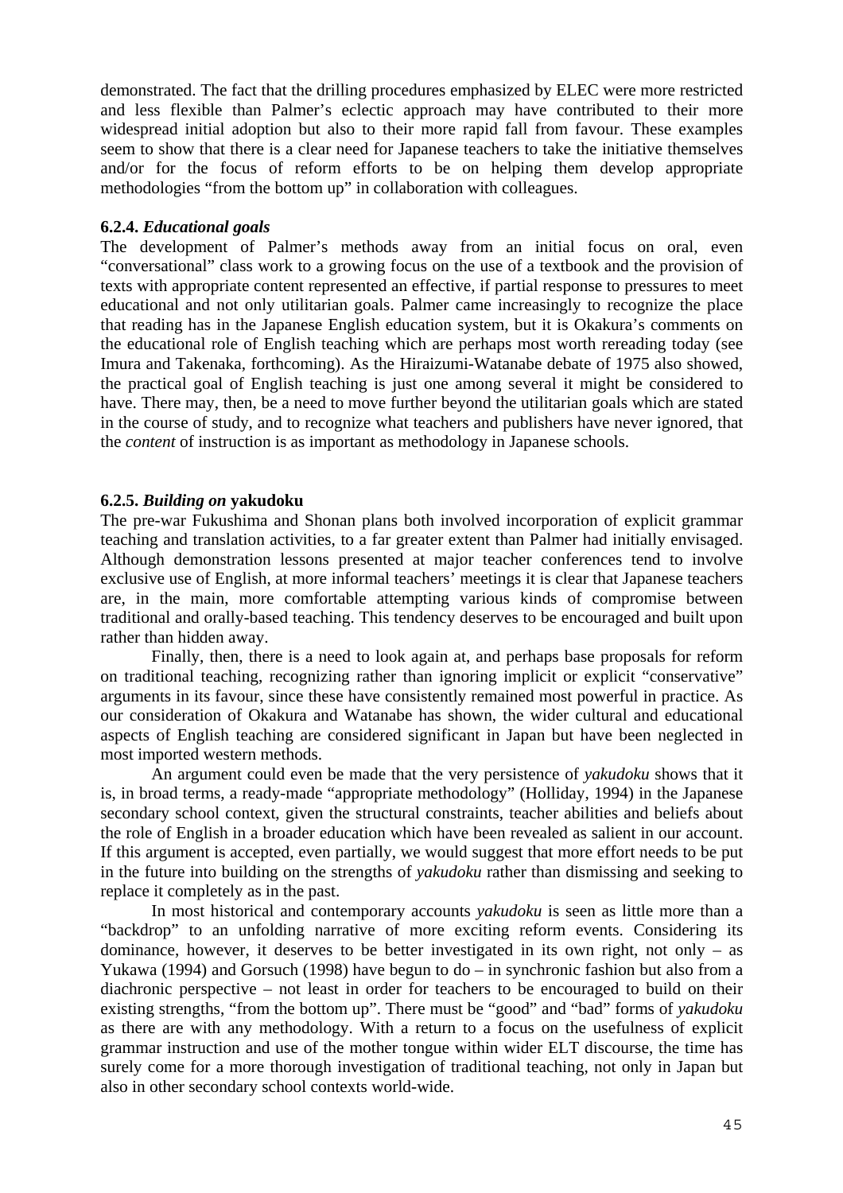demonstrated. The fact that the drilling procedures emphasized by ELEC were more restricted and less flexible than Palmer's eclectic approach may have contributed to their more widespread initial adoption but also to their more rapid fall from favour. These examples seem to show that there is a clear need for Japanese teachers to take the initiative themselves and/or for the focus of reform efforts to be on helping them develop appropriate methodologies "from the bottom up" in collaboration with colleagues.

#### 6.2.4. *Educational goals*

The development of Palmer's methods away from an initial focus on oral, even "conversational" class work to a growing focus on the use of a textbook and the provision of texts with appropriate content represented an effective, if partial response to pressures to meet educational and not only utilitarian goals. Palmer came increasingly to recognize the place that reading has in the Japanese English education system, but it is Okakura's comments on the educational role of English teaching which are perhaps most worth rereading today (see Imura and Takenaka, forthcoming). As the Hiraizumi-Watanabe debate of 1975 also showed, the practical goal of English teaching is just one among several it might be considered to have. There may, then, be a need to move further beyond the utilitarian goals which are stated in the course of study, and to recognize what teachers and publishers have never ignored, that the *content* of instruction is as important as methodology in Japanese schools.

#### 6.2.5. *Building on* yakudoku

The pre-war Fukushima and Shonan plans both involved incorporation of explicit grammar teaching and translation activities, to a far greater extent than Palmer had initially envisaged. Although demonstration lessons presented at major teacher conferences tend to involve exclusive use of English, at more informal teachers' meetings it is clear that Japanese teachers are, in the main, more comfortable attempting various kinds of compromise between traditional and orally-based teaching. This tendency deserves to be encouraged and built upon rather than hidden away.

Finally, then, there is a need to look again at, and perhaps base proposals for reform on traditional teaching, recognizing rather than ignoring implicit or explicit "conservative" arguments in its favour, since these have consistently remained most powerful in practice. As our consideration of Okakura and Watanabe has shown, the wider cultural and educational aspects of English teaching are considered significant in Japan but have been neglected in most imported western methods.

An argument could even be made that the very persistence of *yakudoku* shows that it is, in broad terms, a ready-made "appropriate methodology" (Holliday, 1994) in the Japanese secondary school context, given the structural constraints, teacher abilities and beliefs about the role of English in a broader education which have been revealed as salient in our account. If this argument is accepted, even partially, we would suggest that more effort needs to be put in the future into building on the strengths of *yakudoku* rather than dismissing and seeking to replace it completely as in the past.

In most historical and contemporary accounts *yakudoku* is seen as little more than a "backdrop" to an unfolding narrative of more exciting reform events. Considering its dominance, however, it deserves to be better investigated in its own right, not only – as Yukawa (1994) and Gorsuch (1998) have begun to do – in synchronic fashion but also from a diachronic perspective – not least in order for teachers to be encouraged to build on their existing strengths, "from the bottom up". There must be "good" and "bad" forms of *yakudoku* as there are with any methodology. With a return to a focus on the usefulness of explicit grammar instruction and use of the mother tongue within wider ELT discourse, the time has surely come for a more thorough investigation of traditional teaching, not only in Japan but also in other secondary school contexts world-wide.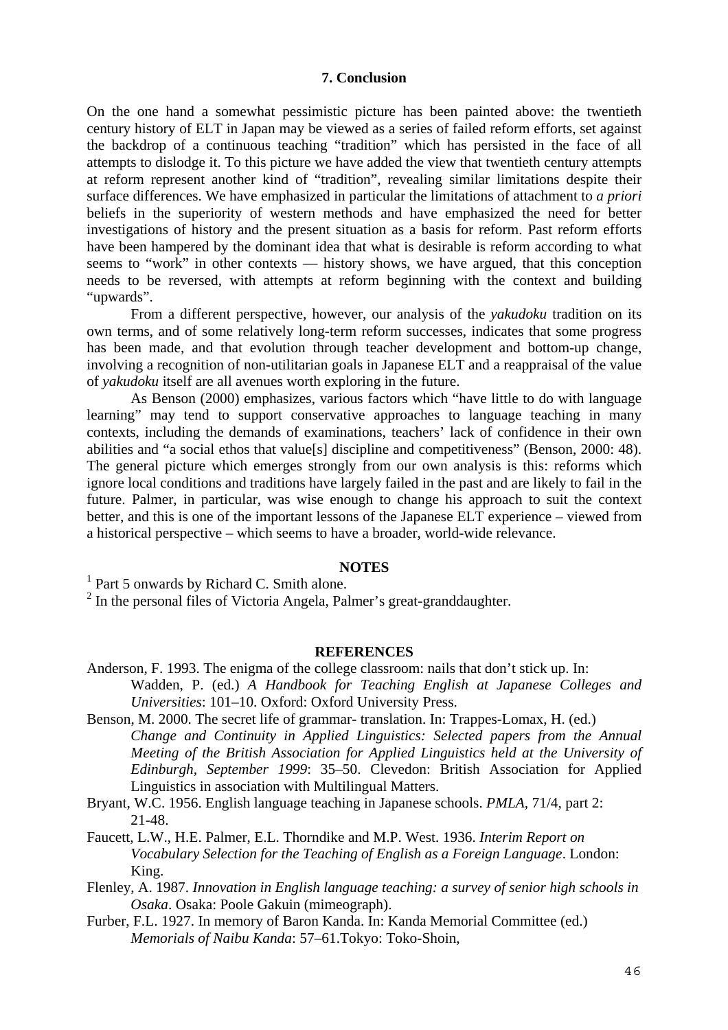## 7. Conclusion

On the one hand a somewhat pessimistic picture has been painted above: the twentieth century history of ELT in Japan may be viewed as a series of failed reform efforts, set against the backdrop of a continuous teaching "tradition" which has persisted in the face of all attempts to dislodge it. To this picture we have added the view that twentieth century attempts at reform represent another kind of "tradition", revealing similar limitations despite their surface differences. We have emphasized in particular the limitations of attachment to *a priori* beliefs in the superiority of western methods and have emphasized the need for better investigations of history and the present situation as a basis for reform. Past reform efforts have been hampered by the dominant idea that what is desirable is reform according to what seems to "work" in other contexts — history shows, we have argued, that this conception needs to be reversed, with attempts at reform beginning with the context and building "upwards".

From a different perspective, however, our analysis of the *yakudoku* tradition on its own terms, and of some relatively long-term reform successes, indicates that some progress has been made, and that evolution through teacher development and bottom-up change, involving a recognition of non-utilitarian goals in Japanese ELT and a reappraisal of the value of *yakudoku* itself are all avenues worth exploring in the future.

As Benson (2000) emphasizes, various factors which "have little to do with language learning" may tend to support conservative approaches to language teaching in many contexts, including the demands of examinations, teachers' lack of confidence in their own abilities and "a social ethos that value[s] discipline and competitiveness" (Benson, 2000: 48). The general picture which emerges strongly from our own analysis is this: reforms which ignore local conditions and traditions have largely failed in the past and are likely to fail in the future. Palmer, in particular, was wise enough to change his approach to suit the context better, and this is one of the important lessons of the Japanese ELT experience – viewed from a historical perspective – which seems to have a broader, world-wide relevance.

## NOTES

[1] Part 5 onwards by Richard C. Smith alone.
[2] In the personal files of Victoria Angela, Palmer's great-granddaughter.

## REFERENCES

Anderson, F. 1993. The enigma of the college classroom: nails that don't stick up. In: Wadden, P. (ed.) *A Handbook for Teaching English at Japanese Colleges and Universities*: 101–10. Oxford: Oxford University Press.

Benson, M. 2000. The secret life of grammar- translation. In: Trappes-Lomax, H. (ed.) *Change and Continuity in Applied Linguistics: Selected papers from the Annual Meeting of the British Association for Applied Linguistics held at the University of Edinburgh, September 1999*: 35–50. Clevedon: British Association for Applied Linguistics in association with Multilingual Matters.

Bryant, W.C. 1956. English language teaching in Japanese schools. *PMLA*, 71/4, part 2: 21-48.

Faucett, L.W., H.E. Palmer, E.L. Thorndike and M.P. West. 1936. *Interim Report on Vocabulary Selection for the Teaching of English as a Foreign Language*. London: King.

Flenley, A. 1987. *Innovation in English language teaching: a survey of senior high schools in Osaka*. Osaka: Poole Gakuin (mimeograph).

Furber, F.L. 1927. In memory of Baron Kanda. In: Kanda Memorial Committee (ed.) *Memorials of Naibu Kanda*: 57–61.Tokyo: Toko-Shoin,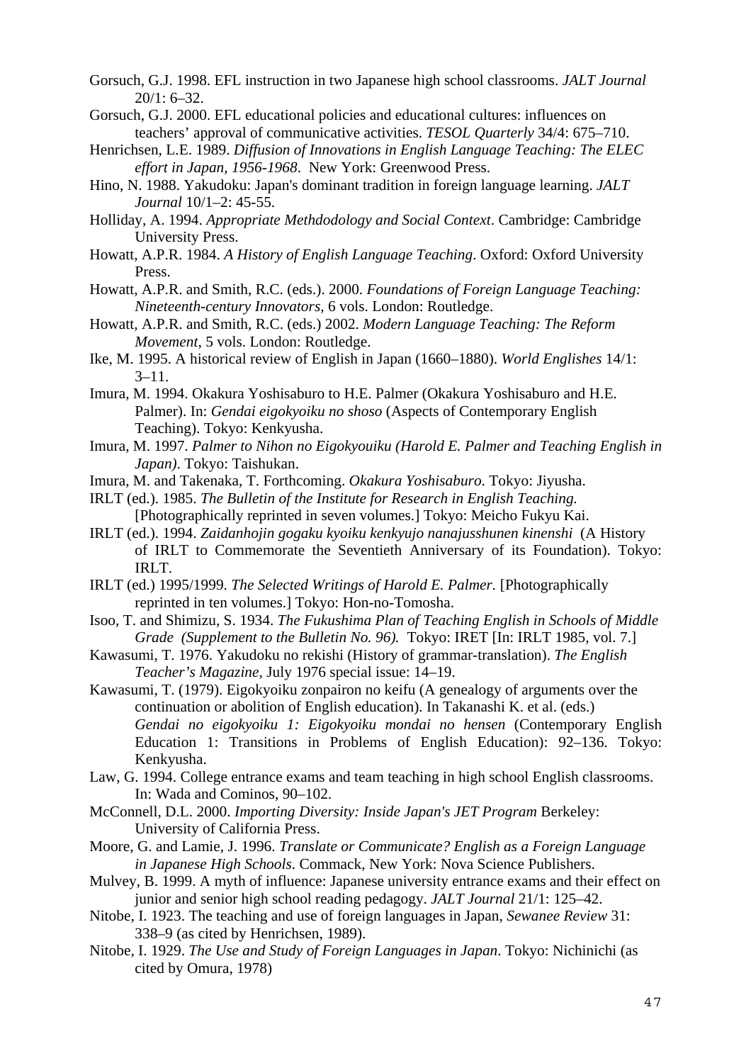Gorsuch, G.J. 1998. EFL instruction in two Japanese high school classrooms. *JALT Journal* 20/1: 6–32.

Gorsuch, G.J. 2000. EFL educational policies and educational cultures: influences on teachers' approval of communicative activities. *TESOL Quarterly* 34/4: 675–710.

Henrichsen, L.E. 1989. *Diffusion of Innovations in English Language Teaching: The ELEC effort in Japan, 1956-1968*. New York: Greenwood Press.

Hino, N. 1988. Yakudoku: Japan's dominant tradition in foreign language learning. *JALT Journal* 10/1–2: 45-55.

Holliday, A. 1994. *Appropriate Methdodology and Social Context*. Cambridge: Cambridge University Press.

Howatt, A.P.R. 1984. *A History of English Language Teaching*. Oxford: Oxford University Press.

Howatt, A.P.R. and Smith, R.C. (eds.). 2000. *Foundations of Foreign Language Teaching: Nineteenth-century Innovators*, 6 vols. London: Routledge.

Howatt, A.P.R. and Smith, R.C. (eds.) 2002. *Modern Language Teaching: The Reform Movement*, 5 vols. London: Routledge.

Ike, M. 1995. A historical review of English in Japan (1660–1880). *World Englishes* 14/1: 3–11.

Imura, M. 1994. Okakura Yoshisaburo to H.E. Palmer (Okakura Yoshisaburo and H.E. Palmer). In: *Gendai eigokyoiku no shoso* (Aspects of Contemporary English Teaching). Tokyo: Kenkyusha.

Imura, M. 1997. *Palmer to Nihon no Eigokyouiku (Harold E. Palmer and Teaching English in Japan)*. Tokyo: Taishukan.

Imura, M. and Takenaka, T. Forthcoming. *Okakura Yoshisaburo*. Tokyo: Jiyusha.

IRLT (ed.). 1985. *The Bulletin of the Institute for Research in English Teaching.* [Photographically reprinted in seven volumes.] Tokyo: Meicho Fukyu Kai.

IRLT (ed.). 1994. *Zaidanhojin gogaku kyoiku kenkyujo nanajusshunen kinenshi* (A History of IRLT to Commemorate the Seventieth Anniversary of its Foundation). Tokyo: IRLT.

IRLT (ed.) 1995/1999. *The Selected Writings of Harold E. Palmer.* [Photographically reprinted in ten volumes.] Tokyo: Hon-no-Tomosha.

Isoo, T. and Shimizu, S. 1934. *The Fukushima Plan of Teaching English in Schools of Middle Grade (Supplement to the Bulletin No. 96).* Tokyo: IRET [In: IRLT 1985, vol. 7.]

Kawasumi, T. 1976. Yakudoku no rekishi (History of grammar-translation). *The English Teacher's Magazine*, July 1976 special issue: 14–19.

Kawasumi, T. (1979). Eigokyoiku zonpairon no keifu (A genealogy of arguments over the continuation or abolition of English education). In Takanashi K. et al. (eds.) *Gendai no eigokyoiku 1: Eigokyoiku mondai no hensen* (Contemporary English Education 1: Transitions in Problems of English Education): 92–136. Tokyo: Kenkyusha.

Law, G. 1994. College entrance exams and team teaching in high school English classrooms. In: Wada and Cominos, 90–102.

McConnell, D.L. 2000. *Importing Diversity: Inside Japan's JET Program* Berkeley: University of California Press.

Moore, G. and Lamie, J. 1996. *Translate or Communicate? English as a Foreign Language in Japanese High Schools*. Commack, New York: Nova Science Publishers.

Mulvey, B. 1999. A myth of influence: Japanese university entrance exams and their effect on junior and senior high school reading pedagogy. *JALT Journal* 21/1: 125–42.

Nitobe, I. 1923. The teaching and use of foreign languages in Japan, *Sewanee Review* 31: 338–9 (as cited by Henrichsen, 1989).

Nitobe, I. 1929. *The Use and Study of Foreign Languages in Japan*. Tokyo: Nichinichi (as cited by Omura, 1978)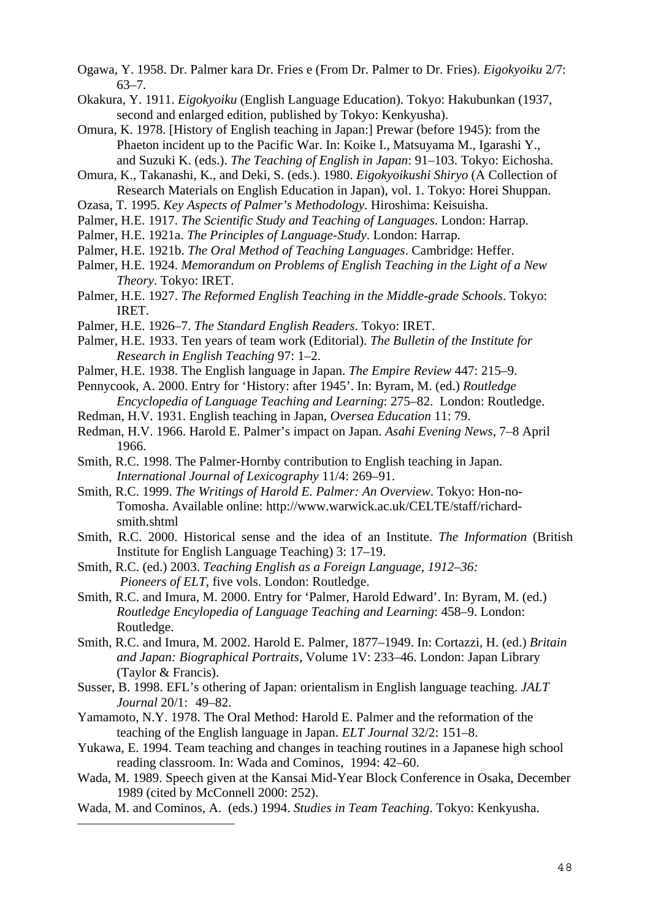Ogawa, Y. 1958. Dr. Palmer kara Dr. Fries e (From Dr. Palmer to Dr. Fries). *Eigokyoiku* 2/7: 63–7.

Okakura, Y. 1911. *Eigokyoiku* (English Language Education). Tokyo: Hakubunkan (1937, second and enlarged edition, published by Tokyo: Kenkyusha).

Omura, K. 1978. [History of English teaching in Japan:] Prewar (before 1945): from the Phaeton incident up to the Pacific War. In: Koike I., Matsuyama M., Igarashi Y., and Suzuki K. (eds.). *The Teaching of English in Japan*: 91–103. Tokyo: Eichosha.

Omura, K., Takanashi, K., and Deki, S. (eds.). 1980. *Eigokyoikushi Shiryo* (A Collection of Research Materials on English Education in Japan), vol. 1. Tokyo: Horei Shuppan.

Ozasa, T. 1995. *Key Aspects of Palmer's Methodology*. Hiroshima: Keisuisha.

Palmer, H.E. 1917. *The Scientific Study and Teaching of Languages*. London: Harrap.

Palmer, H.E. 1921a. *The Principles of Language-Study*. London: Harrap.

Palmer, H.E. 1921b. *The Oral Method of Teaching Languages*. Cambridge: Heffer.

Palmer, H.E. 1924. *Memorandum on Problems of English Teaching in the Light of a New Theory*. Tokyo: IRET.

Palmer, H.E. 1927. *The Reformed English Teaching in the Middle-grade Schools*. Tokyo: IRET.

Palmer, H.E. 1926–7. *The Standard English Readers*. Tokyo: IRET.

Palmer, H.E. 1933. Ten years of team work (Editorial). *The Bulletin of the Institute for Research in English Teaching* 97: 1–2.

Palmer, H.E. 1938. The English language in Japan. *The Empire Review* 447: 215–9.

Pennycook, A. 2000. Entry for 'History: after 1945'. In: Byram, M. (ed.) *Routledge Encyclopedia of Language Teaching and Learning*: 275–82. London: Routledge.

Redman, H.V. 1931. English teaching in Japan, *Oversea Education* 11: 79.

Redman, H.V. 1966. Harold E. Palmer's impact on Japan. *Asahi Evening News*, 7–8 April 1966.

Smith, R.C. 1998. The Palmer-Hornby contribution to English teaching in Japan. *International Journal of Lexicography* 11/4: 269–91.

Smith, R.C. 1999. *The Writings of Harold E. Palmer: An Overview*. Tokyo: Hon-no-Tomosha. Available online: http://www.warwick.ac.uk/CELTE/staff/richard-smith.shtml

Smith, R.C. 2000. Historical sense and the idea of an Institute. *The Information* (British Institute for English Language Teaching) 3: 17–19.

Smith, R.C. (ed.) 2003. *Teaching English as a Foreign Language, 1912–36: Pioneers of ELT*, five vols. London: Routledge.

Smith, R.C. and Imura, M. 2000. Entry for 'Palmer, Harold Edward'. In: Byram, M. (ed.) *Routledge Encylopedia of Language Teaching and Learning*: 458–9. London: Routledge.

Smith, R.C. and Imura, M. 2002. Harold E. Palmer, 1877–1949. In: Cortazzi, H. (ed.) *Britain and Japan: Biographical Portraits*, Volume 1V: 233–46. London: Japan Library (Taylor & Francis).

Susser, B. 1998. EFL's othering of Japan: orientalism in English language teaching. *JALT Journal* 20/1: 49–82.

Yamamoto, N.Y. 1978. The Oral Method: Harold E. Palmer and the reformation of the teaching of the English language in Japan. *ELT Journal* 32/2: 151–8.

Yukawa, E. 1994. Team teaching and changes in teaching routines in a Japanese high school reading classroom. In: Wada and Cominos, 1994: 42–60.

Wada, M. 1989. Speech given at the Kansai Mid-Year Block Conference in Osaka, December 1989 (cited by McConnell 2000: 252).

Wada, M. and Cominos, A. (eds.) 1994. *Studies in Team Teaching*. Tokyo: Kenkyusha.